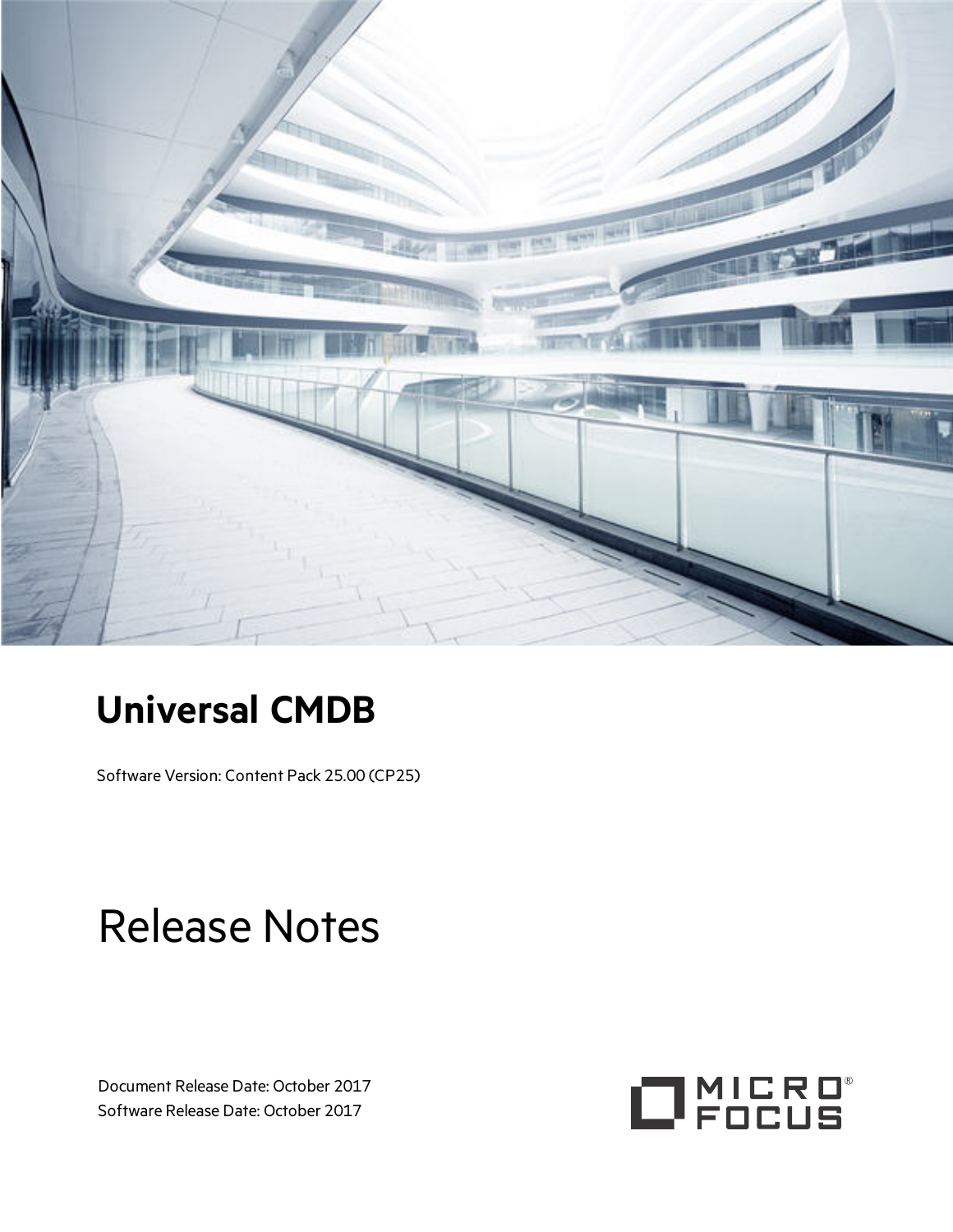# Universal CMDB

Software Version: Content Pack 25.00 (CP25)

# Release Notes

Document Release Date: October 2017
Software Release Date: October 2017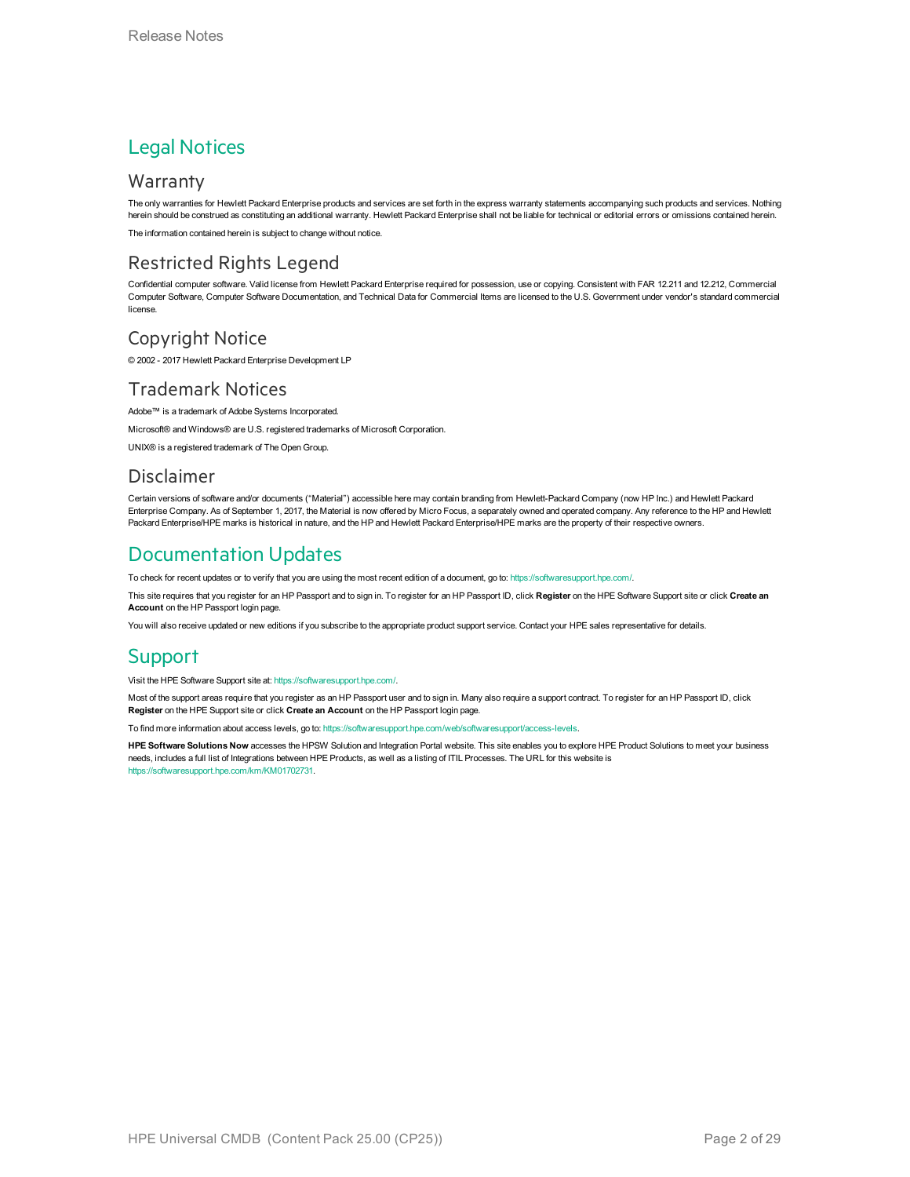# Legal Notices

## Warranty

The only warranties for Hewlett Packard Enterprise products and services are set forth in the express warranty statements accompanying such products and services. Nothing herein should be construed as constituting an additional warranty. Hewlett Packard Enterprise shall not be liable for technical or editorial errors or omissions contained herein.

The information contained herein is subject to change without notice.

## Restricted Rights Legend

Confidential computer software. Valid license from Hewlett Packard Enterprise required for possession, use or copying. Consistent with FAR 12.211 and 12.212, Commercial Computer Software, Computer Software Documentation, and Technical Data for Commercial Items are licensed to the U.S. Government under vendor's standard commercial license.

## Copyright Notice

© 2002 - 2017 Hewlett Packard Enterprise Development LP

## Trademark Notices

Adobe™ is a trademark of Adobe Systems Incorporated.

Microsoft® and Windows® are U.S. registered trademarks of Microsoft Corporation.

UNIX® is a registered trademark of The Open Group.

## Disclaimer

Certain versions of software and/or documents ("Material") accessible here may contain branding from Hewlett-Packard Company (now HP Inc.) and Hewlett Packard Enterprise Company. As of September 1, 2017, the Material is now offered by Micro Focus, a separately owned and operated company. Any reference to the HP and Hewlett Packard Enterprise/HPE marks is historical in nature, and the HP and Hewlett Packard Enterprise/HPE marks are the property of their respective owners.

# Documentation Updates

To check for recent updates or to verify that you are using the most recent edition of a document, go to: https://softwaresupport.hpe.com/.

This site requires that you register for an HP Passport and to sign in. To register for an HP Passport ID, click **Register** on the HPE Software Support site or click **Create an Account** on the HP Passport login page.

You will also receive updated or new editions if you subscribe to the appropriate product support service. Contact your HPE sales representative for details.

# Support

Visit the HPE Software Support site at: https://softwaresupport.hpe.com/.

Most of the support areas require that you register as an HP Passport user and to sign in. Many also require a support contract. To register for an HP Passport ID, click **Register** on the HPE Support site or click **Create an Account** on the HP Passport login page.

To find more information about access levels, go to: https://softwaresupport.hpe.com/web/softwaresupport/access-levels.

**HPE Software Solutions Now** accesses the HPSW Solution and Integration Portal website. This site enables you to explore HPE Product Solutions to meet your business needs, includes a full list of Integrations between HPE Products, as well as a listing of ITIL Processes. The URL for this website is https://softwaresupport.hpe.com/km/KM01702731.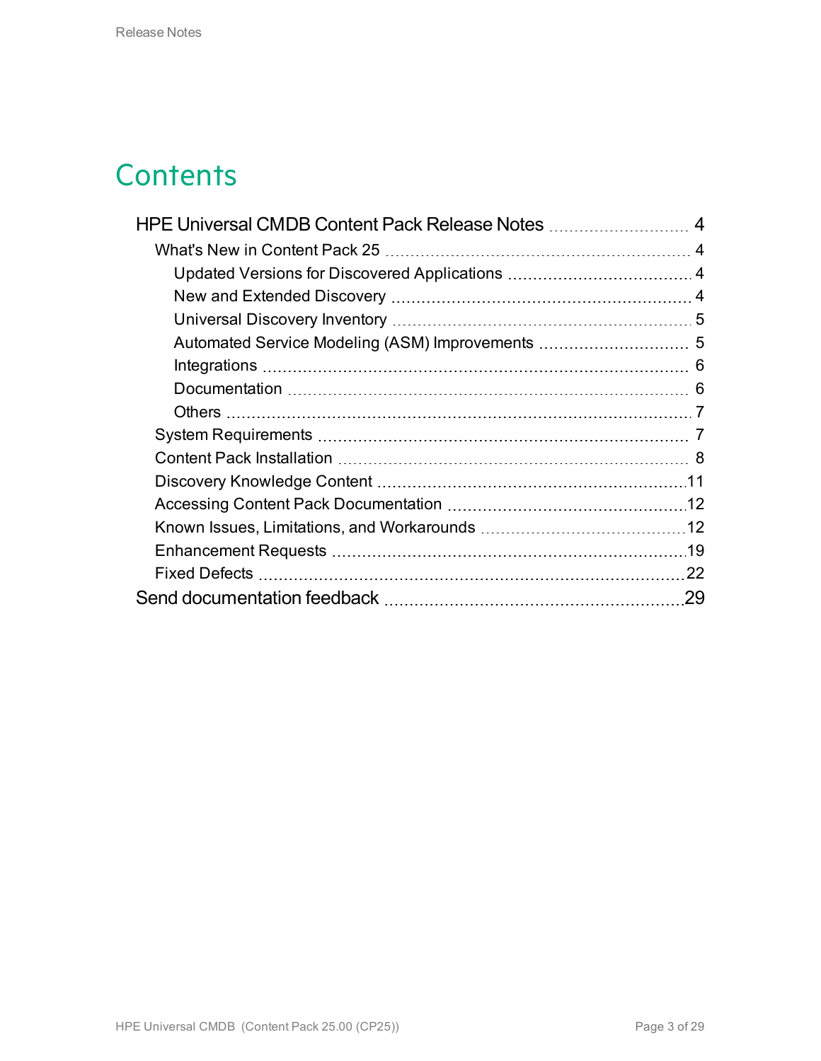# Contents

- HPE Universal CMDB Content Pack Release Notes .... 4
  - What's New in Content Pack 25 .... 4
    - Updated Versions for Discovered Applications .... 4
    - New and Extended Discovery .... 4
    - Universal Discovery Inventory .... 5
    - Automated Service Modeling (ASM) Improvements .... 5
    - Integrations .... 6
    - Documentation .... 6
    - Others .... 7
  - System Requirements .... 7
  - Content Pack Installation .... 8
  - Discovery Knowledge Content .... 11
  - Accessing Content Pack Documentation .... 12
  - Known Issues, Limitations, and Workarounds .... 12
  - Enhancement Requests .... 19
  - Fixed Defects .... 22
- Send documentation feedback .... 29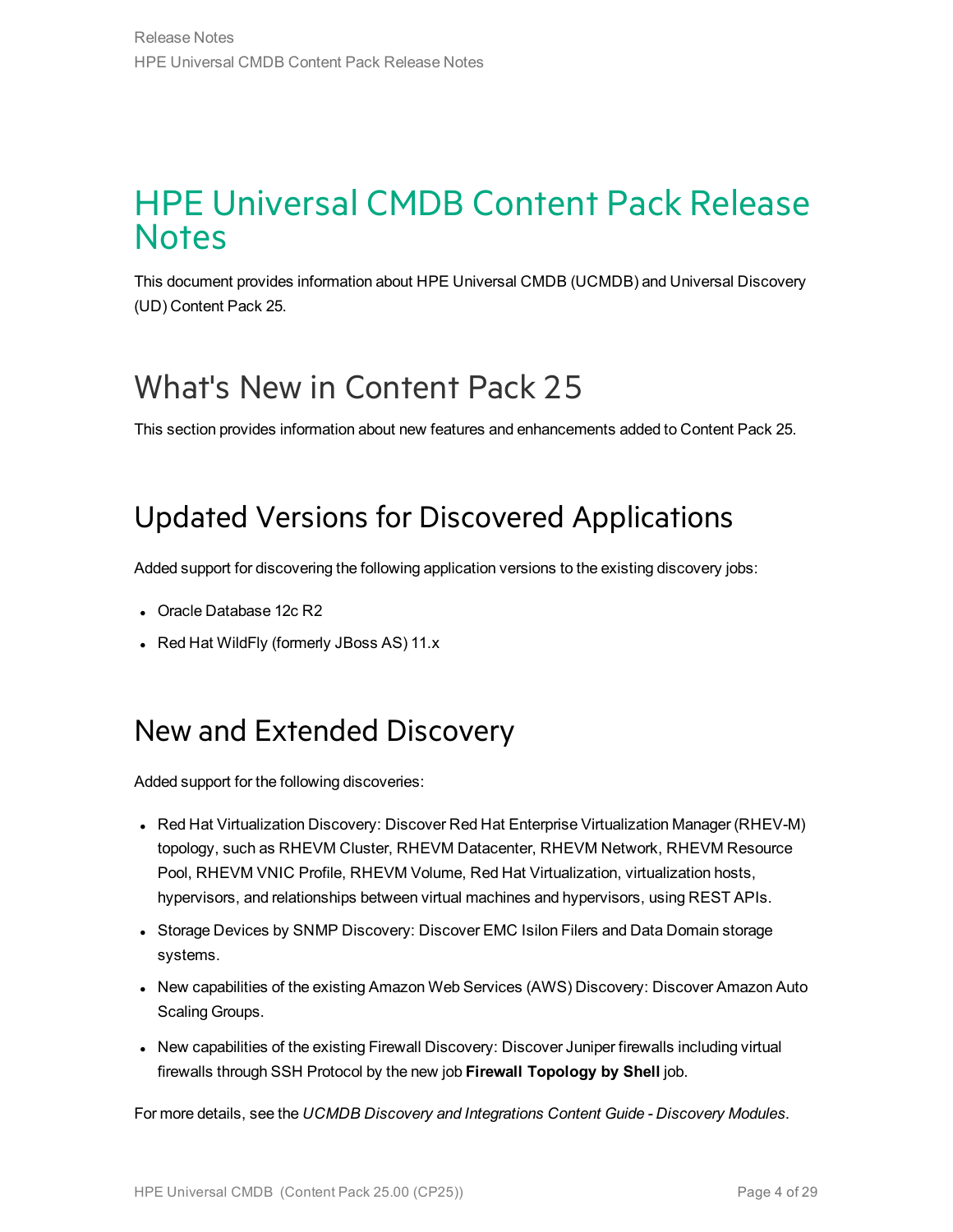# HPE Universal CMDB Content Pack Release Notes

This document provides information about HPE Universal CMDB (UCMDB) and Universal Discovery (UD) Content Pack 25.

## What's New in Content Pack 25

This section provides information about new features and enhancements added to Content Pack 25.

### Updated Versions for Discovered Applications

Added support for discovering the following application versions to the existing discovery jobs:

- Oracle Database 12c R2
- Red Hat WildFly (formerly JBoss AS) 11.x

### New and Extended Discovery

Added support for the following discoveries:

- Red Hat Virtualization Discovery: Discover Red Hat Enterprise Virtualization Manager (RHEV-M) topology, such as RHEVM Cluster, RHEVM Datacenter, RHEVM Network, RHEVM Resource Pool, RHEVM VNIC Profile, RHEVM Volume, Red Hat Virtualization, virtualization hosts, hypervisors, and relationships between virtual machines and hypervisors, using REST APIs.
- Storage Devices by SNMP Discovery: Discover EMC Isilon Filers and Data Domain storage systems.
- New capabilities of the existing Amazon Web Services (AWS) Discovery: Discover Amazon Auto Scaling Groups.
- New capabilities of the existing Firewall Discovery: Discover Juniper firewalls including virtual firewalls through SSH Protocol by the new job **Firewall Topology by Shell** job.

For more details, see the *UCMDB Discovery and Integrations Content Guide - Discovery Modules*.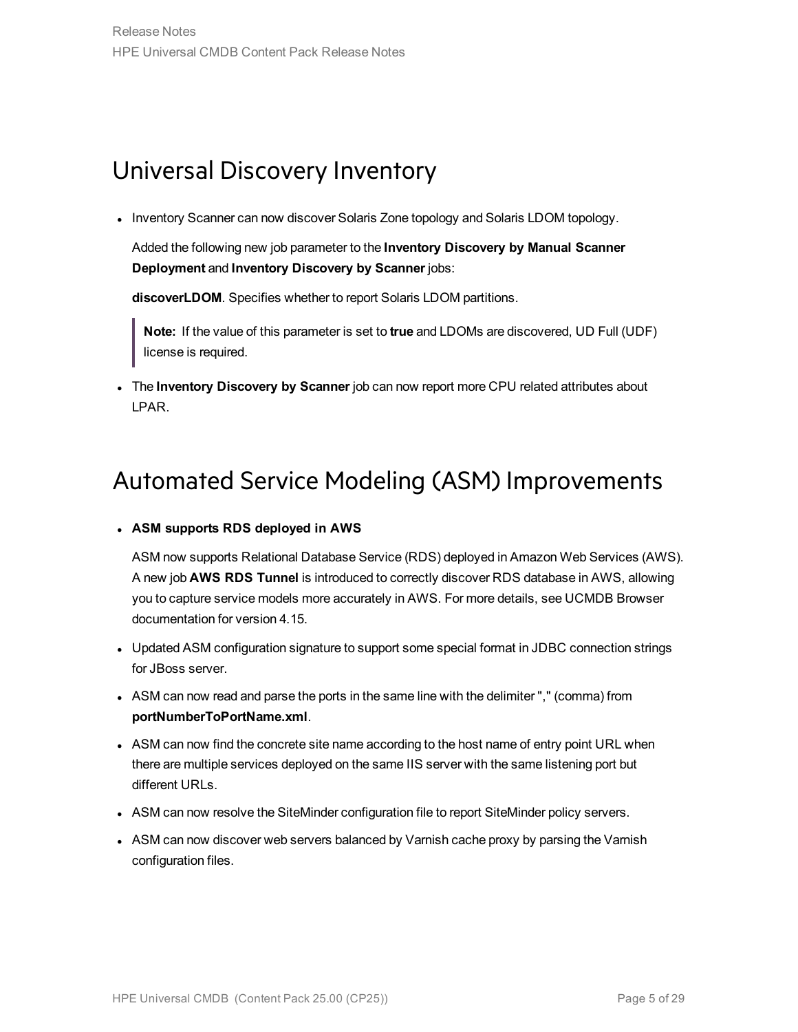# Universal Discovery Inventory

- Inventory Scanner can now discover Solaris Zone topology and Solaris LDOM topology.

  Added the following new job parameter to the **Inventory Discovery by Manual Scanner Deployment** and **Inventory Discovery by Scanner** jobs:

  **discoverLDOM**. Specifies whether to report Solaris LDOM partitions.

  > **Note:** If the value of this parameter is set to **true** and LDOMs are discovered, UD Full (UDF) license is required.

- The **Inventory Discovery by Scanner** job can now report more CPU related attributes about LPAR.

# Automated Service Modeling (ASM) Improvements

- **ASM supports RDS deployed in AWS**

  ASM now supports Relational Database Service (RDS) deployed in Amazon Web Services (AWS). A new job **AWS RDS Tunnel** is introduced to correctly discover RDS database in AWS, allowing you to capture service models more accurately in AWS. For more details, see UCMDB Browser documentation for version 4.15.

- Updated ASM configuration signature to support some special format in JDBC connection strings for JBoss server.
- ASM can now read and parse the ports in the same line with the delimiter "," (comma) from **portNumberToPortName.xml**.
- ASM can now find the concrete site name according to the host name of entry point URL when there are multiple services deployed on the same IIS server with the same listening port but different URLs.
- ASM can now resolve the SiteMinder configuration file to report SiteMinder policy servers.
- ASM can now discover web servers balanced by Varnish cache proxy by parsing the Varnish configuration files.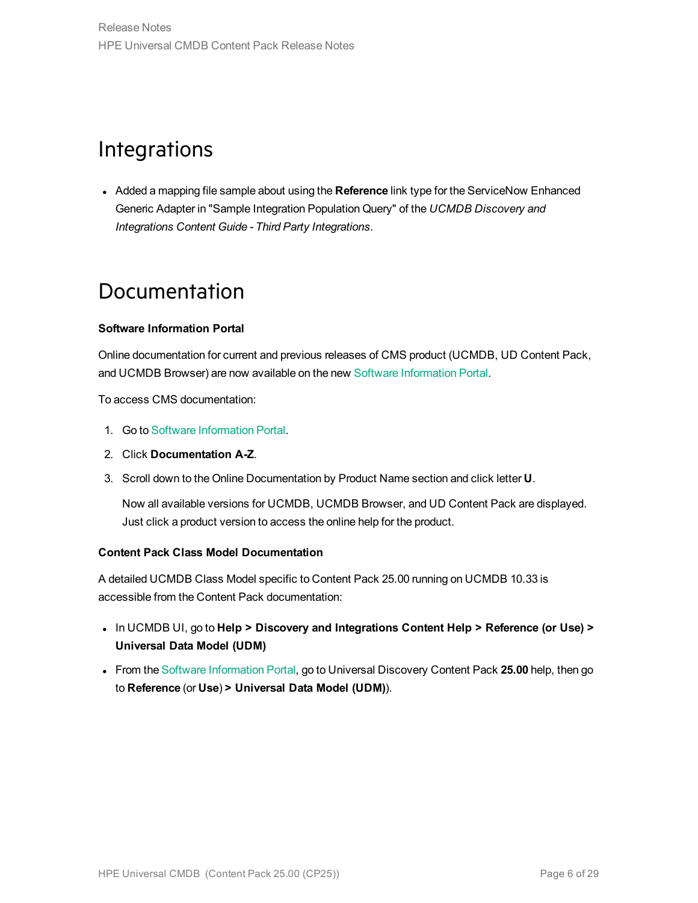# Integrations

- Added a mapping file sample about using the **Reference** link type for the ServiceNow Enhanced Generic Adapter in "Sample Integration Population Query" of the *UCMDB Discovery and Integrations Content Guide - Third Party Integrations*.

# Documentation

**Software Information Portal**

Online documentation for current and previous releases of CMS product (UCMDB, UD Content Pack, and UCMDB Browser) are now available on the new Software Information Portal.

To access CMS documentation:

1. Go to Software Information Portal.
2. Click **Documentation A-Z**.
3. Scroll down to the Online Documentation by Product Name section and click letter **U**.

   Now all available versions for UCMDB, UCMDB Browser, and UD Content Pack are displayed. Just click a product version to access the online help for the product.

**Content Pack Class Model Documentation**

A detailed UCMDB Class Model specific to Content Pack 25.00 running on UCMDB 10.33 is accessible from the Content Pack documentation:

- In UCMDB UI, go to **Help > Discovery and Integrations Content Help > Reference (or Use) > Universal Data Model (UDM)**
- From the Software Information Portal, go to Universal Discovery Content Pack **25.00** help, then go to **Reference** (or **Use**) **> Universal Data Model (UDM)**).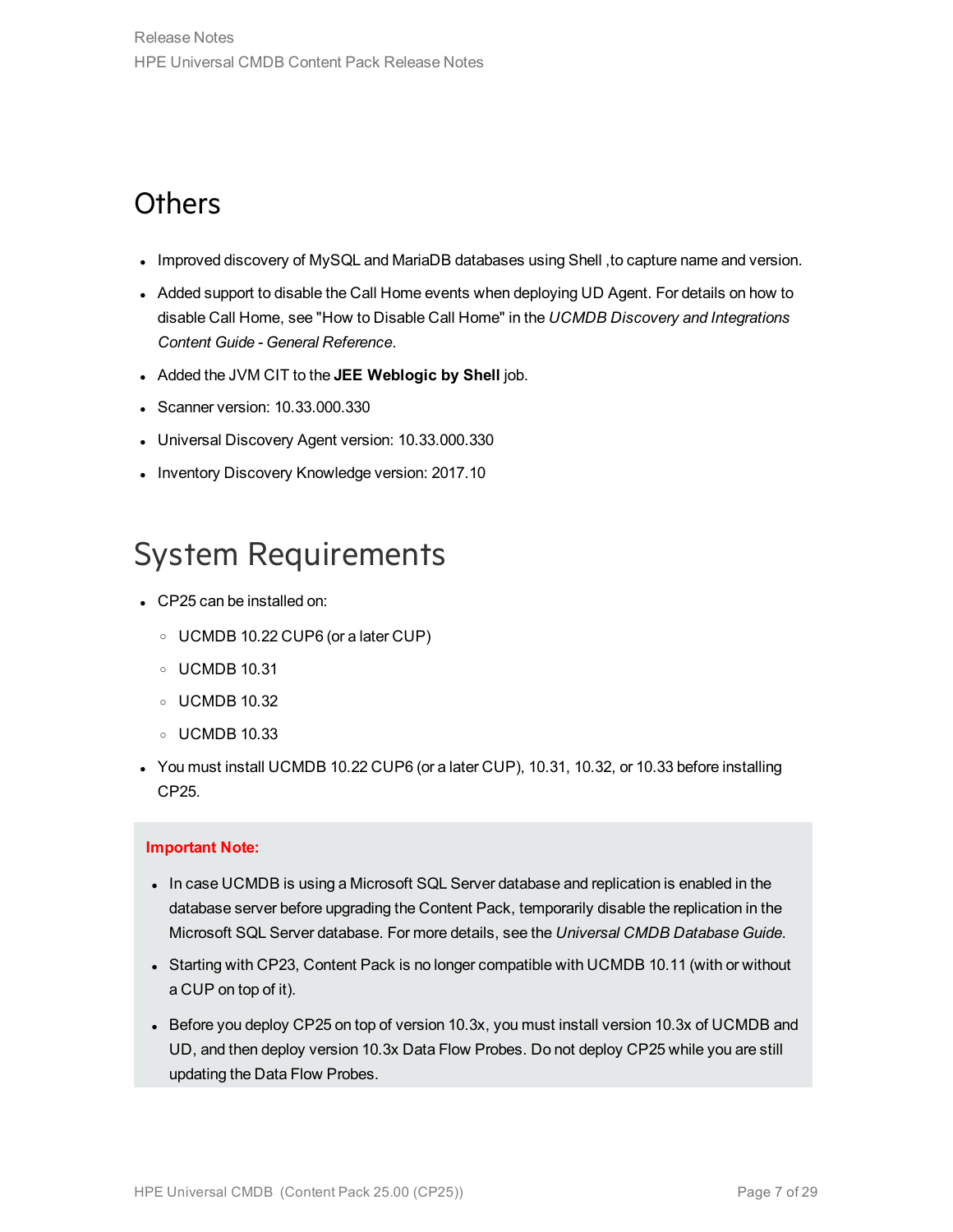## Others

- Improved discovery of MySQL and MariaDB databases using Shell ,to capture name and version.
- Added support to disable the Call Home events when deploying UD Agent. For details on how to disable Call Home, see "How to Disable Call Home" in the *UCMDB Discovery and Integrations Content Guide - General Reference*.
- Added the JVM CIT to the **JEE Weblogic by Shell** job.
- Scanner version: 10.33.000.330
- Universal Discovery Agent version: 10.33.000.330
- Inventory Discovery Knowledge version: 2017.10

## System Requirements

- CP25 can be installed on:
  - UCMDB 10.22 CUP6 (or a later CUP)
  - UCMDB 10.31
  - UCMDB 10.32
  - UCMDB 10.33
- You must install UCMDB 10.22 CUP6 (or a later CUP), 10.31, 10.32, or 10.33 before installing CP25.

**Important Note:**

- In case UCMDB is using a Microsoft SQL Server database and replication is enabled in the database server before upgrading the Content Pack, temporarily disable the replication in the Microsoft SQL Server database. For more details, see the *Universal CMDB Database Guide*.
- Starting with CP23, Content Pack is no longer compatible with UCMDB 10.11 (with or without a CUP on top of it).
- Before you deploy CP25 on top of version 10.3x, you must install version 10.3x of UCMDB and UD, and then deploy version 10.3x Data Flow Probes. Do not deploy CP25 while you are still updating the Data Flow Probes.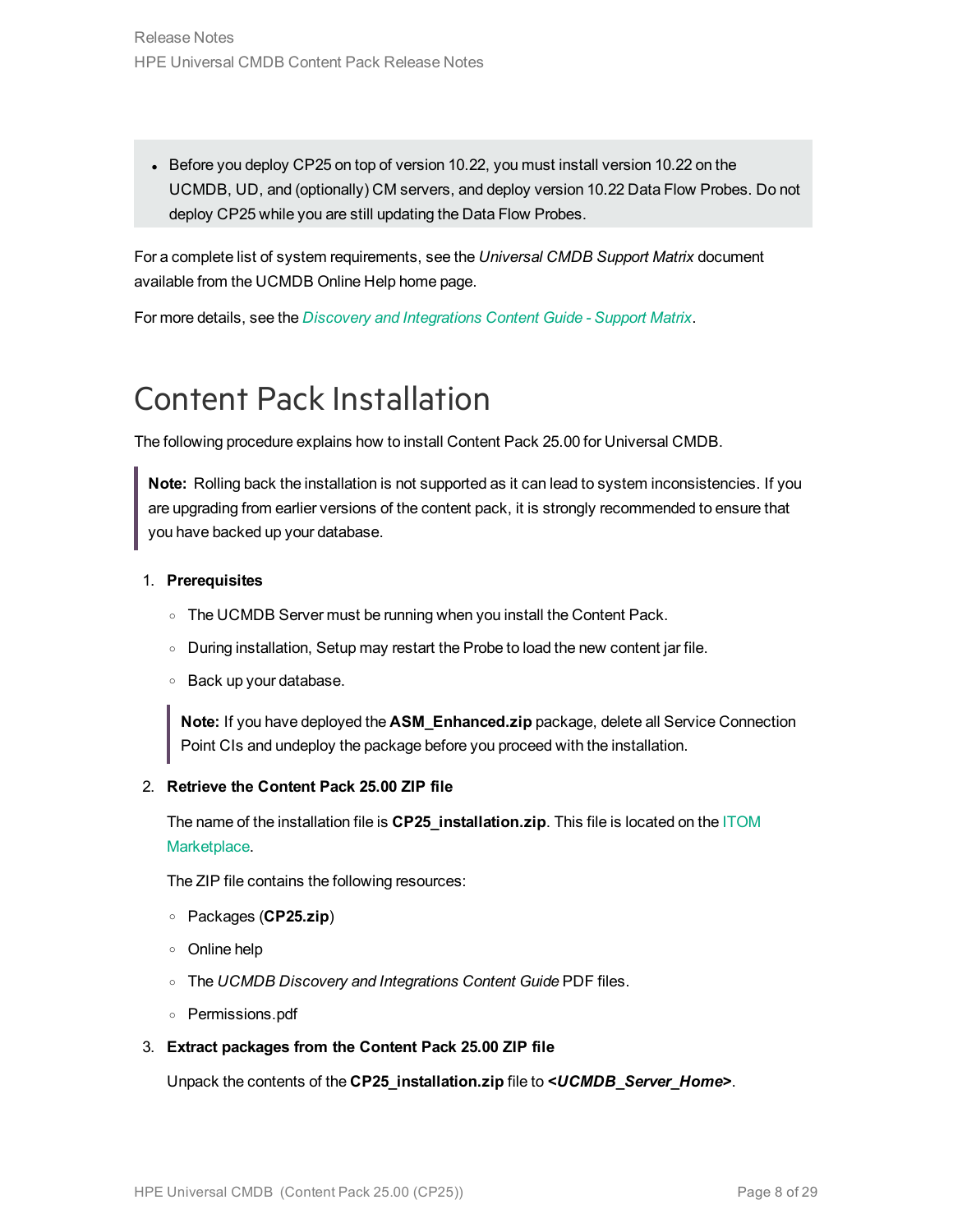- Before you deploy CP25 on top of version 10.22, you must install version 10.22 on the UCMDB, UD, and (optionally) CM servers, and deploy version 10.22 Data Flow Probes. Do not deploy CP25 while you are still updating the Data Flow Probes.

For a complete list of system requirements, see the *Universal CMDB Support Matrix* document available from the UCMDB Online Help home page.

For more details, see the *Discovery and Integrations Content Guide - Support Matrix*.

# Content Pack Installation

The following procedure explains how to install Content Pack 25.00 for Universal CMDB.

> **Note:** Rolling back the installation is not supported as it can lead to system inconsistencies. If you are upgrading from earlier versions of the content pack, it is strongly recommended to ensure that you have backed up your database.

1. **Prerequisites**
   - The UCMDB Server must be running when you install the Content Pack.
   - During installation, Setup may restart the Probe to load the new content jar file.
   - Back up your database.

   > **Note:** If you have deployed the **ASM_Enhanced.zip** package, delete all Service Connection Point CIs and undeploy the package before you proceed with the installation.

2. **Retrieve the Content Pack 25.00 ZIP file**

   The name of the installation file is **CP25_installation.zip**. This file is located on the ITOM Marketplace.

   The ZIP file contains the following resources:

   - Packages (**CP25.zip**)
   - Online help
   - The *UCMDB Discovery and Integrations Content Guide* PDF files.
   - Permissions.pdf

3. **Extract packages from the Content Pack 25.00 ZIP file**

   Unpack the contents of the **CP25_installation.zip** file to ***<UCMDB_Server_Home>***.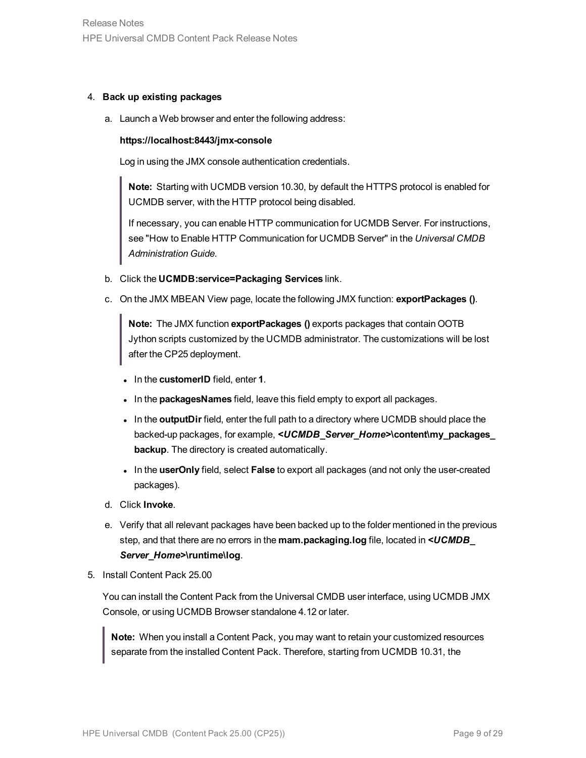4. **Back up existing packages**

   a. Launch a Web browser and enter the following address:

      **https://localhost:8443/jmx-console**

      Log in using the JMX console authentication credentials.

      > **Note:** Starting with UCMDB version 10.30, by default the HTTPS protocol is enabled for UCMDB server, with the HTTP protocol being disabled.
      >
      > If necessary, you can enable HTTP communication for UCMDB Server. For instructions, see "How to Enable HTTP Communication for UCMDB Server" in the *Universal CMDB Administration Guide*.

   b. Click the **UCMDB:service=Packaging Services** link.

   c. On the JMX MBEAN View page, locate the following JMX function: **exportPackages ()**.

      > **Note:** The JMX function **exportPackages ()** exports packages that contain OOTB Jython scripts customized by the UCMDB administrator. The customizations will be lost after the CP25 deployment.

      - In the **customerID** field, enter **1**.
      - In the **packagesNames** field, leave this field empty to export all packages.
      - In the **outputDir** field, enter the full path to a directory where UCMDB should place the backed-up packages, for example, ***<UCMDB_Server_Home>*\content\my_packages_backup**. The directory is created automatically.
      - In the **userOnly** field, select **False** to export all packages (and not only the user-created packages).

   d. Click **Invoke**.

   e. Verify that all relevant packages have been backed up to the folder mentioned in the previous step, and that there are no errors in the **mam.packaging.log** file, located in ***<UCMDB_Server_Home>*\runtime\log**.

5. Install Content Pack 25.00

   You can install the Content Pack from the Universal CMDB user interface, using UCMDB JMX Console, or using UCMDB Browser standalone 4.12 or later.

   > **Note:** When you install a Content Pack, you may want to retain your customized resources separate from the installed Content Pack. Therefore, starting from UCMDB 10.31, the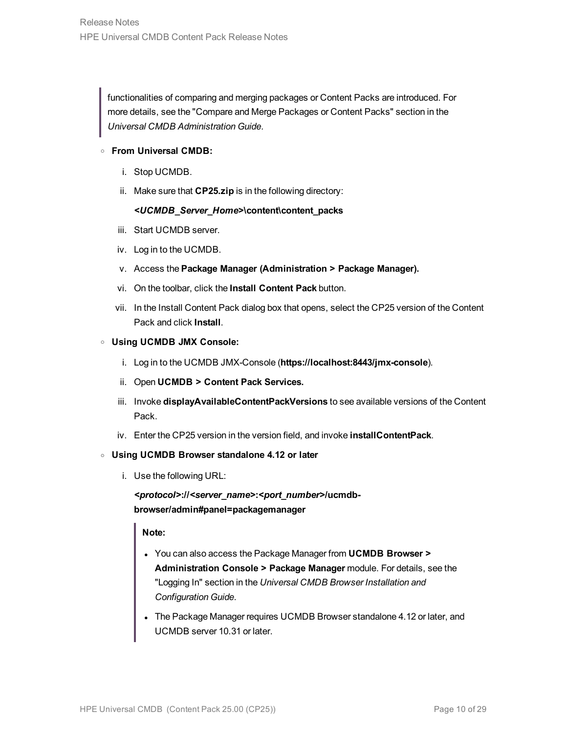> functionalities of comparing and merging packages or Content Packs are introduced. For more details, see the "Compare and Merge Packages or Content Packs" section in the *Universal CMDB Administration Guide*.

- **From Universal CMDB:**
  1. Stop UCMDB.
  2. Make sure that **CP25.zip** is in the following directory:

     ***<UCMDB_Server_Home>*\content\content_packs**
  3. Start UCMDB server.
  4. Log in to the UCMDB.
  5. Access the **Package Manager (Administration > Package Manager).**
  6. On the toolbar, click the **Install Content Pack** button.
  7. In the Install Content Pack dialog box that opens, select the CP25 version of the Content Pack and click **Install**.
- **Using UCMDB JMX Console:**
  1. Log in to the UCMDB JMX-Console (**https://localhost:8443/jmx-console**).
  2. Open **UCMDB > Content Pack Services.**
  3. Invoke **displayAvailableContentPackVersions** to see available versions of the Content Pack.
  4. Enter the CP25 version in the version field, and invoke **installContentPack**.
- **Using UCMDB Browser standalone 4.12 or later**
  1. Use the following URL:

     ***<protocol>*://*<server_name>*:*<port_number>*/ucmdb-browser/admin#panel=packagemanager**

     > **Note:**
     >
     > - You can also access the Package Manager from **UCMDB Browser > Administration Console > Package Manager** module. For details, see the "Logging In" section in the *Universal CMDB Browser Installation and Configuration Guide*.
     > - The Package Manager requires UCMDB Browser standalone 4.12 or later, and UCMDB server 10.31 or later.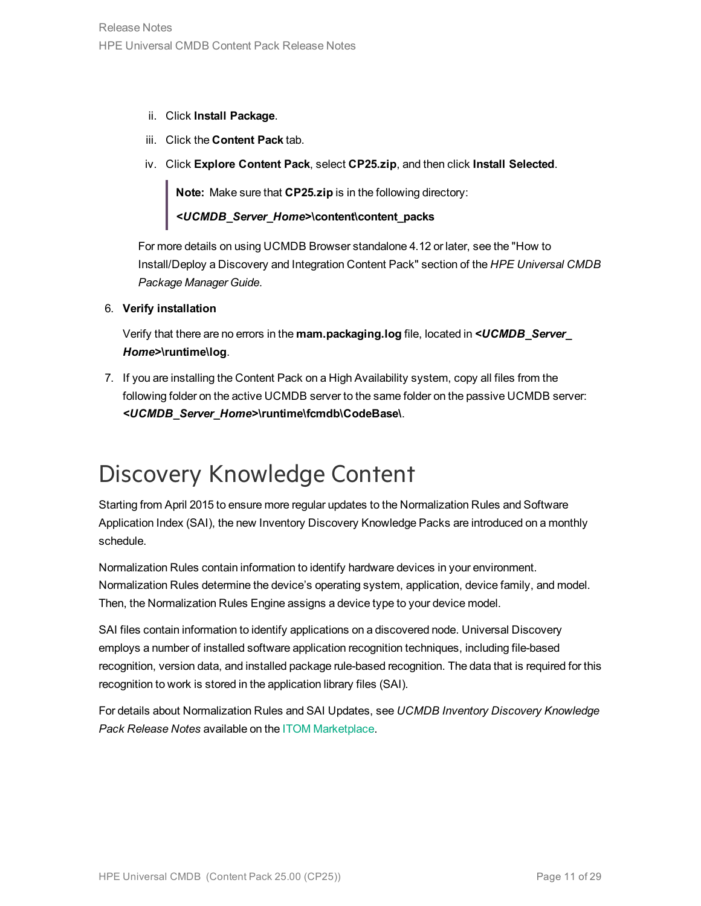ii. Click **Install Package**.

   iii. Click the **Content Pack** tab.

   iv. Click **Explore Content Pack**, select **CP25.zip**, and then click **Install Selected**.

   > **Note:** Make sure that **CP25.zip** is in the following directory:
   >
   > ***<UCMDB_Server_Home>*\content\content_packs**

   For more details on using UCMDB Browser standalone 4.12 or later, see the "How to Install/Deploy a Discovery and Integration Content Pack" section of the *HPE Universal CMDB Package Manager Guide*.

6. **Verify installation**

   Verify that there are no errors in the **mam.packaging.log** file, located in ***<UCMDB_Server_Home>*\runtime\log**.

7. If you are installing the Content Pack on a High Availability system, copy all files from the following folder on the active UCMDB server to the same folder on the passive UCMDB server: ***<UCMDB_Server_Home>*\runtime\fcmdb\CodeBase\**.

# Discovery Knowledge Content

Starting from April 2015 to ensure more regular updates to the Normalization Rules and Software Application Index (SAI), the new Inventory Discovery Knowledge Packs are introduced on a monthly schedule.

Normalization Rules contain information to identify hardware devices in your environment. Normalization Rules determine the device's operating system, application, device family, and model. Then, the Normalization Rules Engine assigns a device type to your device model.

SAI files contain information to identify applications on a discovered node. Universal Discovery employs a number of installed software application recognition techniques, including file-based recognition, version data, and installed package rule-based recognition. The data that is required for this recognition to work is stored in the application library files (SAI).

For details about Normalization Rules and SAI Updates, see *UCMDB Inventory Discovery Knowledge Pack Release Notes* available on the ITOM Marketplace.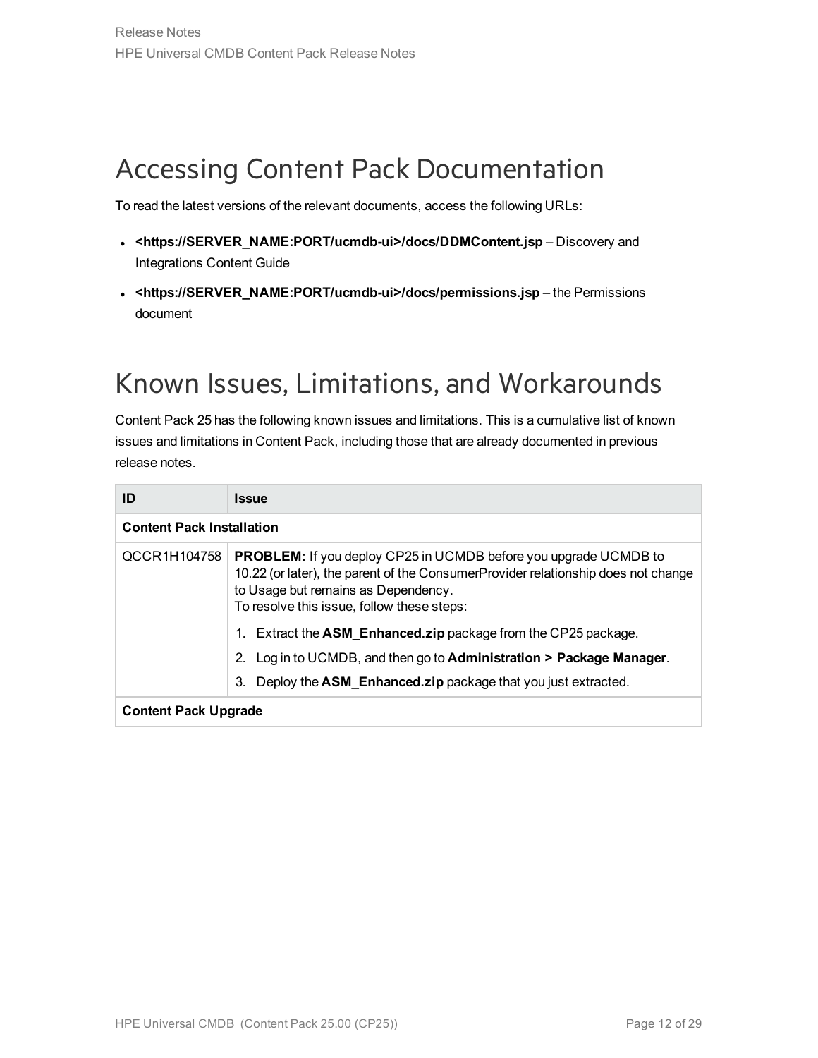# Accessing Content Pack Documentation

To read the latest versions of the relevant documents, access the following URLs:

- **<https://SERVER_NAME:PORT/ucmdb-ui>/docs/DDMContent.jsp** – Discovery and Integrations Content Guide
- **<https://SERVER_NAME:PORT/ucmdb-ui>/docs/permissions.jsp** – the Permissions document

# Known Issues, Limitations, and Workarounds

Content Pack 25 has the following known issues and limitations. This is a cumulative list of known issues and limitations in Content Pack, including those that are already documented in previous release notes.

| ID | Issue |
|---|---|
| **Content Pack Installation** | |
| QCCR1H104758 | **PROBLEM:** If you deploy CP25 in UCMDB before you upgrade UCMDB to 10.22 (or later), the parent of the ConsumerProvider relationship does not change to Usage but remains as Dependency.<br>To resolve this issue, follow these steps:<br>1. Extract the **ASM_Enhanced.zip** package from the CP25 package.<br>2. Log in to UCMDB, and then go to **Administration > Package Manager**.<br>3. Deploy the **ASM_Enhanced.zip** package that you just extracted. |
| **Content Pack Upgrade** | |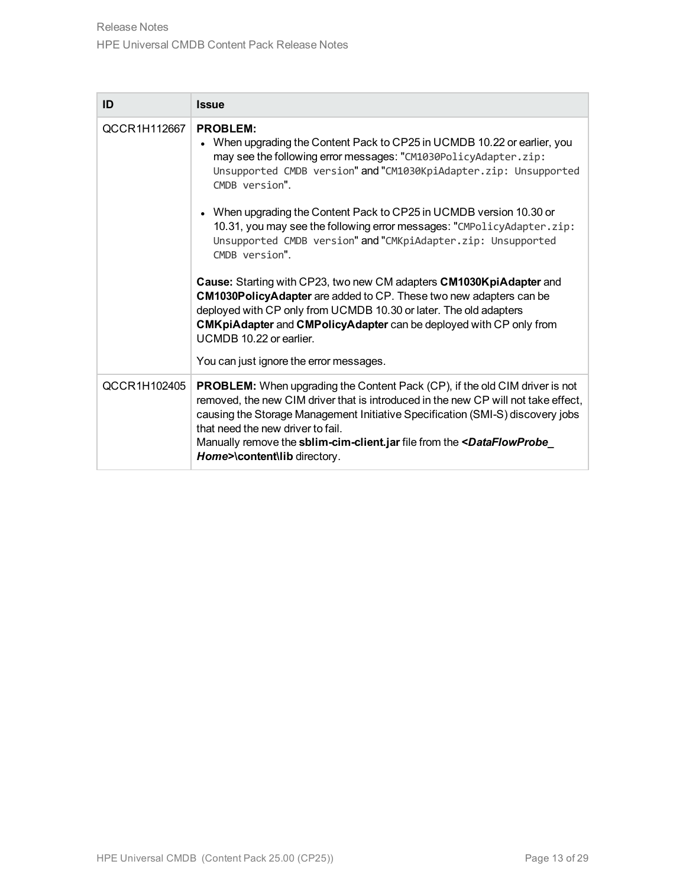| ID | Issue |
|---|---|
| QCCR1H112667 | **PROBLEM:**<br>• When upgrading the Content Pack to CP25 in UCMDB 10.22 or earlier, you may see the following error messages: "`CM1030PolicyAdapter.zip: Unsupported CMDB version`" and "`CM1030KpiAdapter.zip: Unsupported CMDB version`".<br>• When upgrading the Content Pack to CP25 in UCMDB version 10.30 or 10.31, you may see the following error messages: "`CMPolicyAdapter.zip: Unsupported CMDB version`" and "`CMKpiAdapter.zip: Unsupported CMDB version`".<br><br>**Cause:** Starting with CP23, two new CM adapters **CM1030KpiAdapter** and **CM1030PolicyAdapter** are added to CP. These two new adapters can be deployed with CP only from UCMDB 10.30 or later. The old adapters **CMKpiAdapter** and **CMPolicyAdapter** can be deployed with CP only from UCMDB 10.22 or earlier.<br><br>You can just ignore the error messages. |
| QCCR1H102405 | **PROBLEM:** When upgrading the Content Pack (CP), if the old CIM driver is not removed, the new CIM driver that is introduced in the new CP will not take effect, causing the Storage Management Initiative Specification (SMI-S) discovery jobs that need the new driver to fail.<br>Manually remove the **sblim-cim-client.jar** file from the ***<DataFlowProbe_Home>*\content\lib** directory. |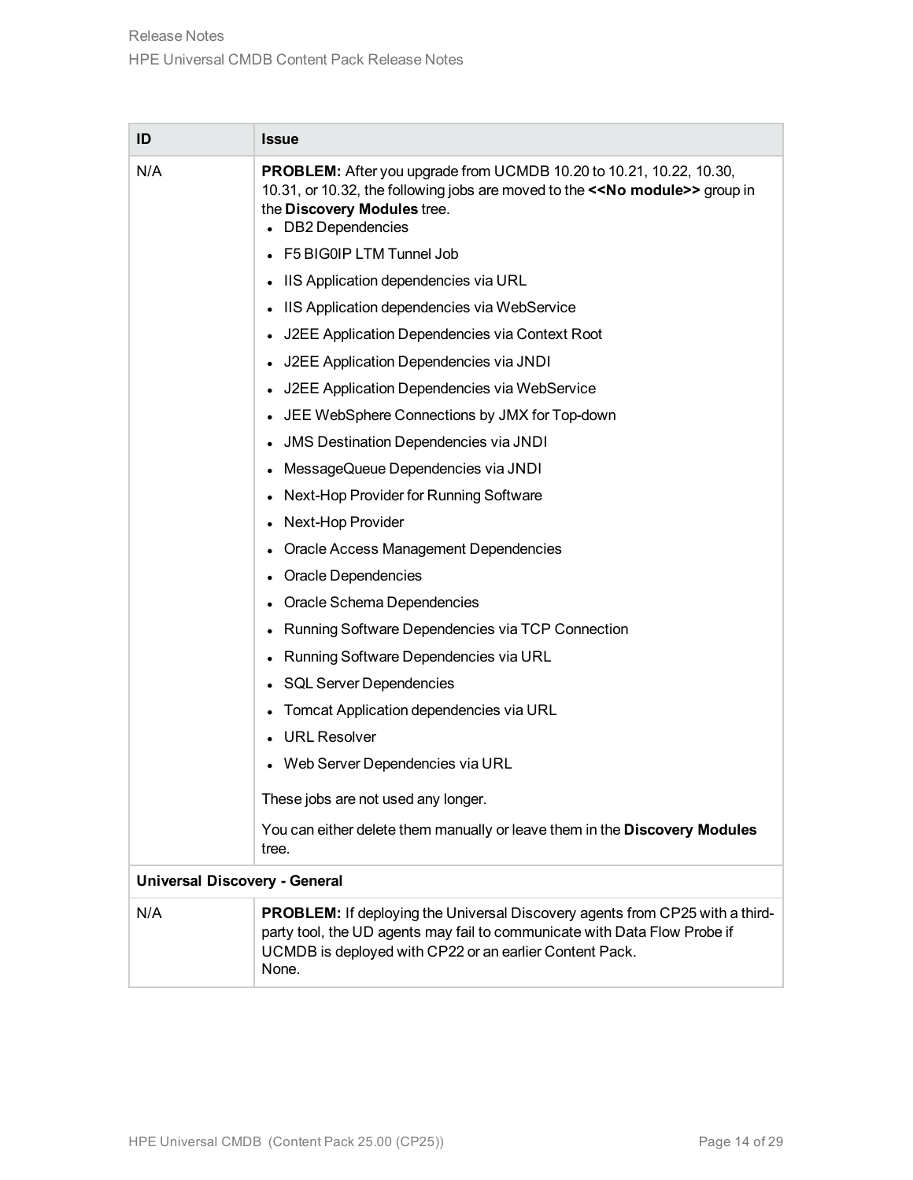| ID | Issue |
|---|---|
| N/A | **PROBLEM:** After you upgrade from UCMDB 10.20 to 10.21, 10.22, 10.30, 10.31, or 10.32, the following jobs are moved to the **<<No module>>** group in the **Discovery Modules** tree.<br>• DB2 Dependencies<br>• F5 BIG0IP LTM Tunnel Job<br>• IIS Application dependencies via URL<br>• IIS Application dependencies via WebService<br>• J2EE Application Dependencies via Context Root<br>• J2EE Application Dependencies via JNDI<br>• J2EE Application Dependencies via WebService<br>• JEE WebSphere Connections by JMX for Top-down<br>• JMS Destination Dependencies via JNDI<br>• MessageQueue Dependencies via JNDI<br>• Next-Hop Provider for Running Software<br>• Next-Hop Provider<br>• Oracle Access Management Dependencies<br>• Oracle Dependencies<br>• Oracle Schema Dependencies<br>• Running Software Dependencies via TCP Connection<br>• Running Software Dependencies via URL<br>• SQL Server Dependencies<br>• Tomcat Application dependencies via URL<br>• URL Resolver<br>• Web Server Dependencies via URL<br><br>These jobs are not used any longer.<br><br>You can either delete them manually or leave them in the **Discovery Modules** tree. |
| **Universal Discovery - General** | |
| N/A | **PROBLEM:** If deploying the Universal Discovery agents from CP25 with a third-party tool, the UD agents may fail to communicate with Data Flow Probe if UCMDB is deployed with CP22 or an earlier Content Pack.<br>None. |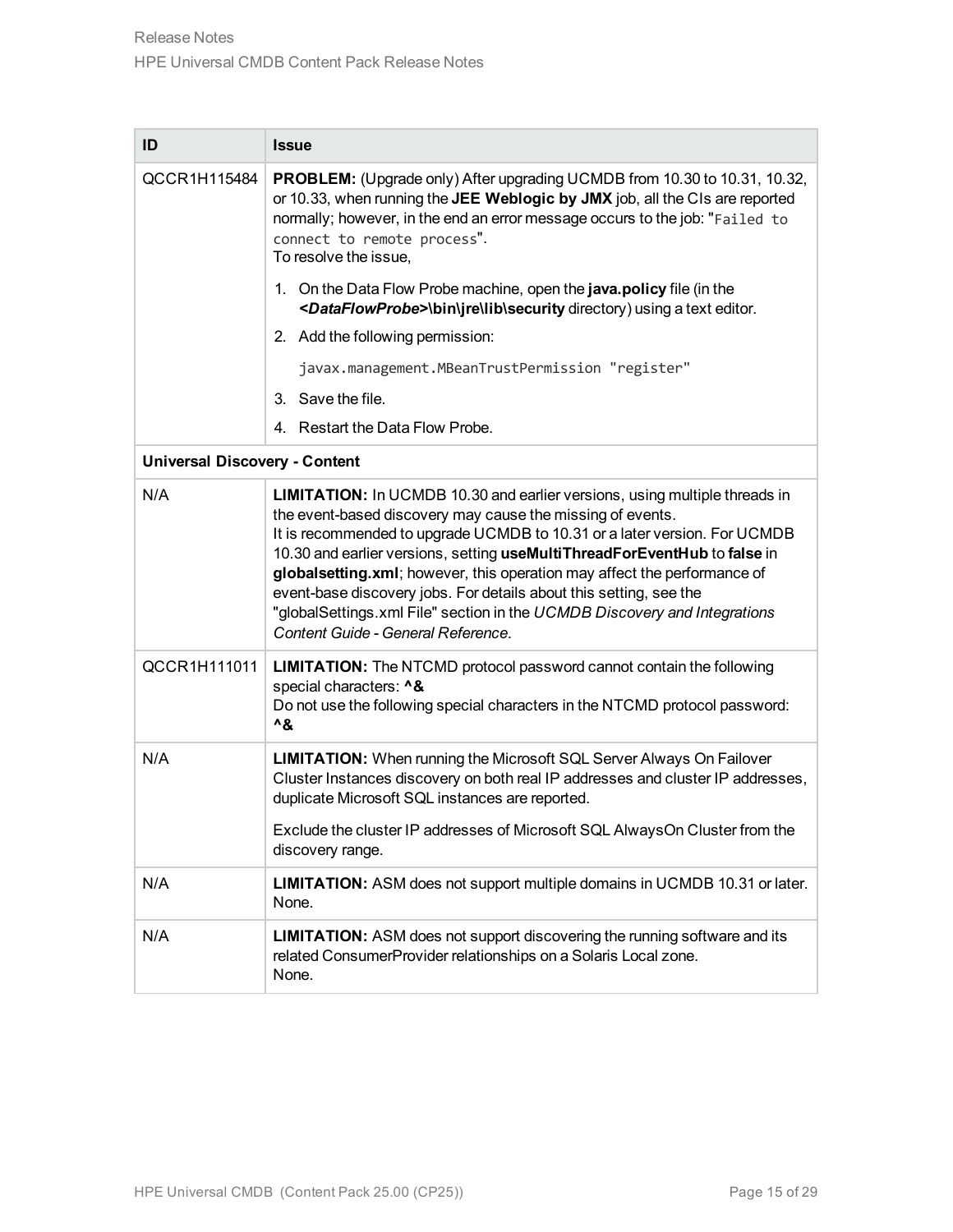| ID | Issue |
| --- | --- |
| QCCR1H115484 | **PROBLEM:** (Upgrade only) After upgrading UCMDB from 10.30 to 10.31, 10.32, or 10.33, when running the **JEE Weblogic by JMX** job, all the CIs are reported normally; however, in the end an error message occurs to the job: "`Failed to connect to remote process`".<br>To resolve the issue,<br>1. On the Data Flow Probe machine, open the **java.policy** file (in the ***<DataFlowProbe>*\bin\jre\lib\security** directory) using a text editor.<br>2. Add the following permission:<br>`javax.management.MBeanTrustPermission "register"`<br>3. Save the file.<br>4. Restart the Data Flow Probe. |
| **Universal Discovery - Content** | |
| N/A | **LIMITATION:** In UCMDB 10.30 and earlier versions, using multiple threads in the event-based discovery may cause the missing of events.<br>It is recommended to upgrade UCMDB to 10.31 or a later version. For UCMDB 10.30 and earlier versions, setting **useMultiThreadForEventHub** to **false** in **globalsetting.xml**; however, this operation may affect the performance of event-base discovery jobs. For details about this setting, see the "globalSettings.xml File" section in the *UCMDB Discovery and Integrations Content Guide - General Reference*. |
| QCCR1H111011 | **LIMITATION:** The NTCMD protocol password cannot contain the following special characters: **^&**<br>Do not use the following special characters in the NTCMD protocol password: **^&** |
| N/A | **LIMITATION:** When running the Microsoft SQL Server Always On Failover Cluster Instances discovery on both real IP addresses and cluster IP addresses, duplicate Microsoft SQL instances are reported.<br>Exclude the cluster IP addresses of Microsoft SQL AlwaysOn Cluster from the discovery range. |
| N/A | **LIMITATION:** ASM does not support multiple domains in UCMDB 10.31 or later.<br>None. |
| N/A | **LIMITATION:** ASM does not support discovering the running software and its related ConsumerProvider relationships on a Solaris Local zone.<br>None. |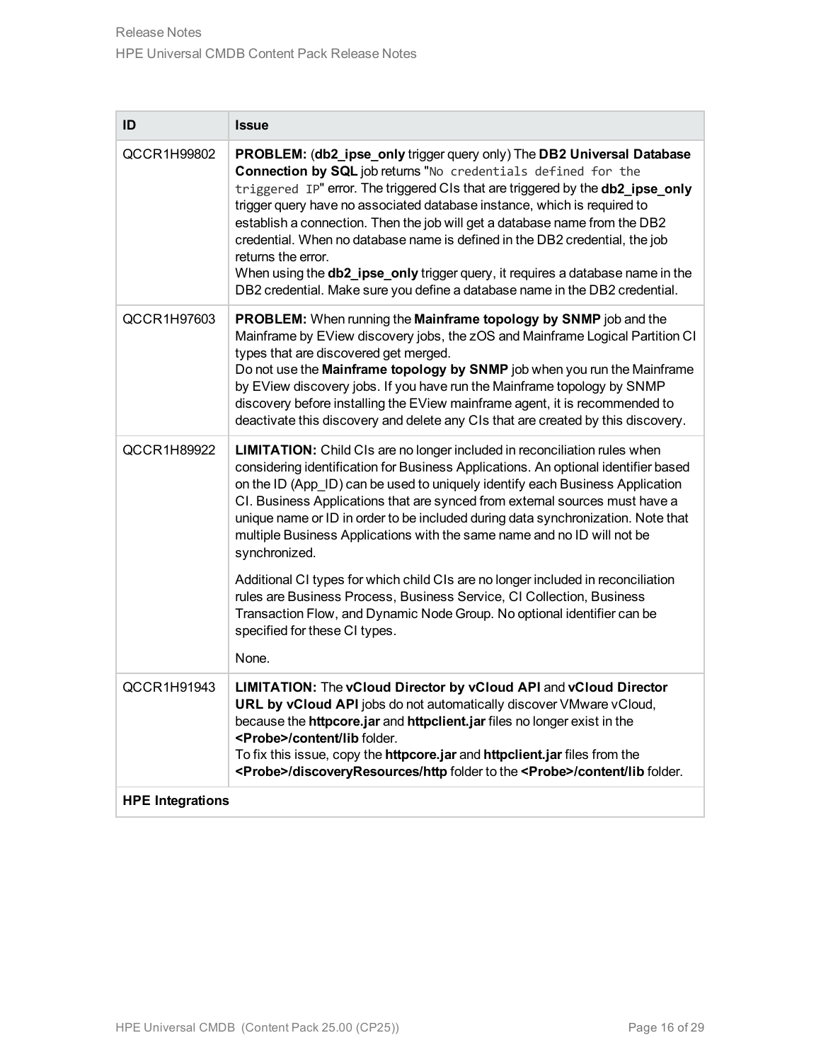| ID | Issue |
|---|---|
| QCCR1H99802 | **PROBLEM:** (**db2_ipse_only** trigger query only) The **DB2 Universal Database Connection by SQL** job returns "`No credentials defined for the triggered IP`" error. The triggered CIs that are triggered by the **db2_ipse_only** trigger query have no associated database instance, which is required to establish a connection. Then the job will get a database name from the DB2 credential. When no database name is defined in the DB2 credential, the job returns the error.<br>When using the **db2_ipse_only** trigger query, it requires a database name in the DB2 credential. Make sure you define a database name in the DB2 credential. |
| QCCR1H97603 | **PROBLEM:** When running the **Mainframe topology by SNMP** job and the Mainframe by EView discovery jobs, the zOS and Mainframe Logical Partition CI types that are discovered get merged.<br>Do not use the **Mainframe topology by SNMP** job when you run the Mainframe by EView discovery jobs. If you have run the Mainframe topology by SNMP discovery before installing the EView mainframe agent, it is recommended to deactivate this discovery and delete any CIs that are created by this discovery. |
| QCCR1H89922 | **LIMITATION:** Child CIs are no longer included in reconciliation rules when considering identification for Business Applications. An optional identifier based on the ID (App_ID) can be used to uniquely identify each Business Application CI. Business Applications that are synced from external sources must have a unique name or ID in order to be included during data synchronization. Note that multiple Business Applications with the same name and no ID will not be synchronized.<br><br>Additional CI types for which child CIs are no longer included in reconciliation rules are Business Process, Business Service, CI Collection, Business Transaction Flow, and Dynamic Node Group. No optional identifier can be specified for these CI types.<br><br>None. |
| QCCR1H91943 | **LIMITATION:** The **vCloud Director by vCloud API** and **vCloud Director URL by vCloud API** jobs do not automatically discover VMware vCloud, because the **httpcore.jar** and **httpclient.jar** files no longer exist in the **<Probe>/content/lib** folder.<br>To fix this issue, copy the **httpcore.jar** and **httpclient.jar** files from the **<Probe>/discoveryResources/http** folder to the **<Probe>/content/lib** folder. |
| **HPE Integrations** | |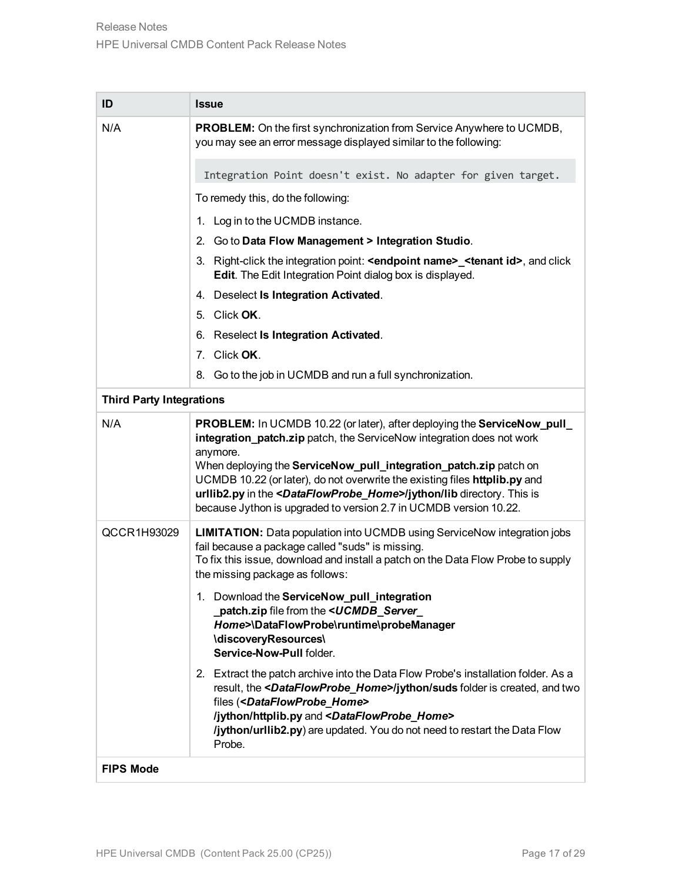| ID | Issue |
| --- | --- |
| N/A | **PROBLEM:** On the first synchronization from Service Anywhere to UCMDB, you may see an error message displayed similar to the following:<br><br>`Integration Point doesn't exist. No adapter for given target.`<br><br>To remedy this, do the following:<br><br>1. Log in to the UCMDB instance.<br>2. Go to **Data Flow Management > Integration Studio**.<br>3. Right-click the integration point: **<endpoint name>_<tenant id>**, and click **Edit**. The Edit Integration Point dialog box is displayed.<br>4. Deselect **Is Integration Activated**.<br>5. Click **OK**.<br>6. Reselect **Is Integration Activated**.<br>7. Click **OK**.<br>8. Go to the job in UCMDB and run a full synchronization. |
| **Third Party Integrations** | |
| N/A | **PROBLEM:** In UCMDB 10.22 (or later), after deploying the **ServiceNow_pull_integration_patch.zip** patch, the ServiceNow integration does not work anymore.<br>When deploying the **ServiceNow_pull_integration_patch.zip** patch on UCMDB 10.22 (or later), do not overwrite the existing files **httplib.py** and **urllib2.py** in the ***<DataFlowProbe_Home>*/jython/lib** directory. This is because Jython is upgraded to version 2.7 in UCMDB version 10.22. |
| QCCR1H93029 | **LIMITATION:** Data population into UCMDB using ServiceNow integration jobs fail because a package called "suds" is missing.<br>To fix this issue, download and install a patch on the Data Flow Probe to supply the missing package as follows:<br><br>1. Download the **ServiceNow_pull_integration_patch.zip** file from the ***<UCMDB_Server_Home>*\DataFlowProbe\runtime\probeManager\discoveryResources\Service-Now-Pull** folder.<br>2. Extract the patch archive into the Data Flow Probe's installation folder. As a result, the ***<DataFlowProbe_Home>*/jython/suds** folder is created, and two files (***<DataFlowProbe_Home>*/jython/httplib.py** and ***<DataFlowProbe_Home>*/jython/urllib2.py**) are updated. You do not need to restart the Data Flow Probe. |
| **FIPS Mode** | |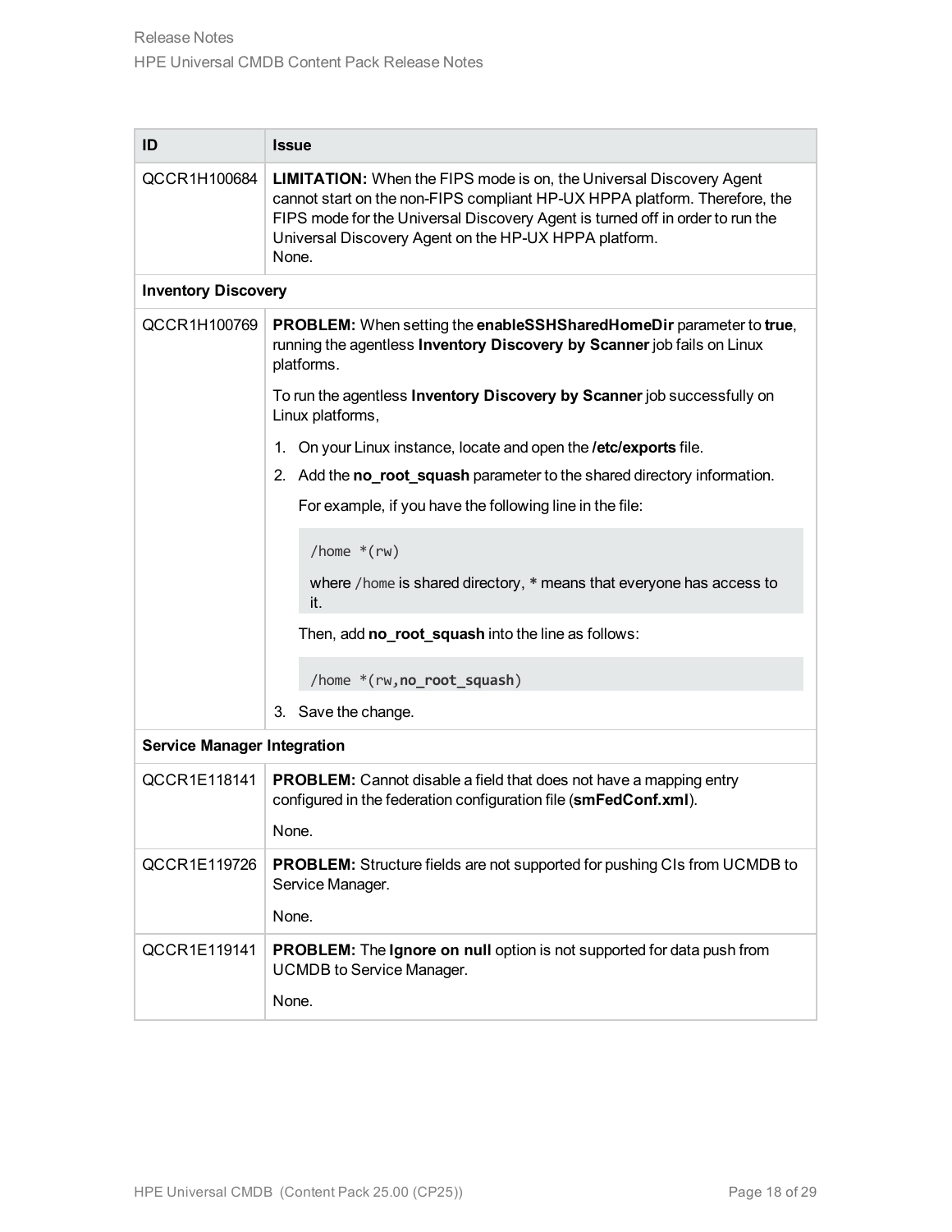| ID | Issue |
| --- | --- |
| QCCR1H100684 | **LIMITATION:** When the FIPS mode is on, the Universal Discovery Agent cannot start on the non-FIPS compliant HP-UX HPPA platform. Therefore, the FIPS mode for the Universal Discovery Agent is turned off in order to run the Universal Discovery Agent on the HP-UX HPPA platform.<br>None. |
| **Inventory Discovery** | |
| QCCR1H100769 | **PROBLEM:** When setting the **enableSSHSharedHomeDir** parameter to **true**, running the agentless **Inventory Discovery by Scanner** job fails on Linux platforms.<br><br>To run the agentless **Inventory Discovery by Scanner** job successfully on Linux platforms,<br><br>1. On your Linux instance, locate and open the **/etc/exports** file.<br>2. Add the **no_root_squash** parameter to the shared directory information.<br>For example, if you have the following line in the file:<br>`/home *(rw)`<br>where `/home` is shared directory, `*` means that everyone has access to it.<br>Then, add **no_root_squash** into the line as follows:<br>`/home *(rw,no_root_squash)`<br>3. Save the change. |
| **Service Manager Integration** | |
| QCCR1E118141 | **PROBLEM:** Cannot disable a field that does not have a mapping entry configured in the federation configuration file (**smFedConf.xml**).<br><br>None. |
| QCCR1E119726 | **PROBLEM:** Structure fields are not supported for pushing CIs from UCMDB to Service Manager.<br><br>None. |
| QCCR1E119141 | **PROBLEM:** The **Ignore on null** option is not supported for data push from UCMDB to Service Manager.<br><br>None. |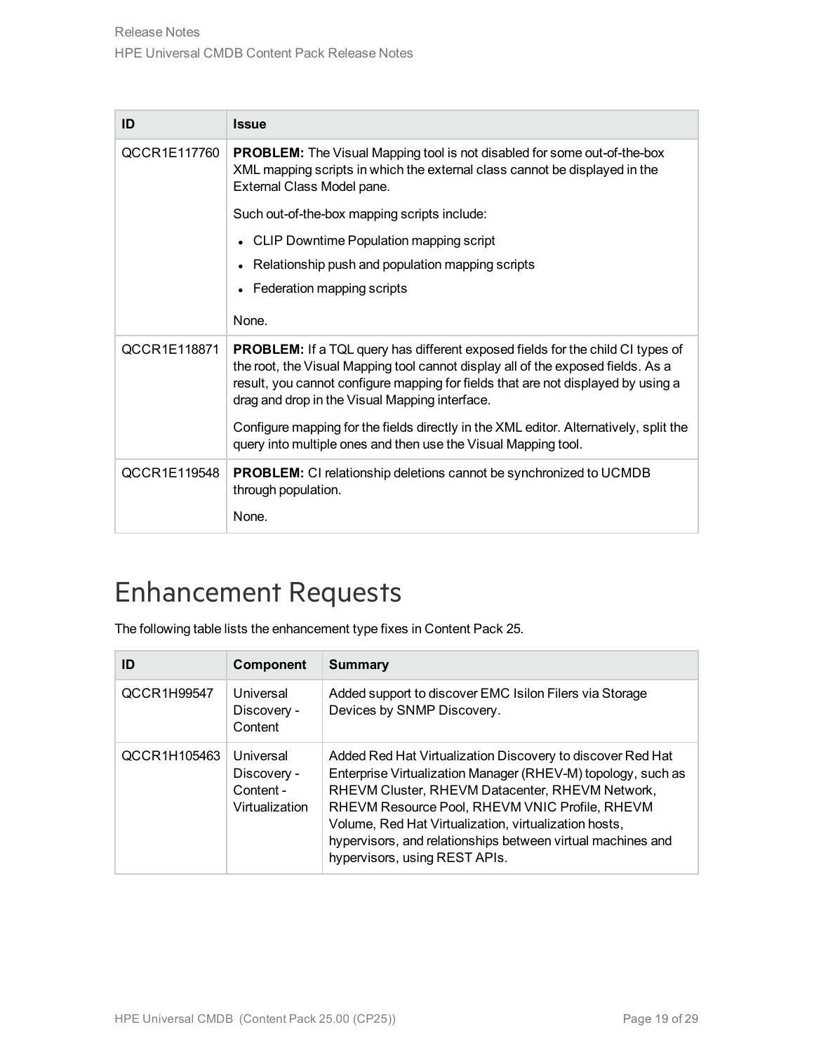| ID | Issue |
| --- | --- |
| QCCR1E117760 | **PROBLEM:** The Visual Mapping tool is not disabled for some out-of-the-box XML mapping scripts in which the external class cannot be displayed in the External Class Model pane.<br><br>Such out-of-the-box mapping scripts include:<br><br>• CLIP Downtime Population mapping script<br>• Relationship push and population mapping scripts<br>• Federation mapping scripts<br><br>None. |
| QCCR1E118871 | **PROBLEM:** If a TQL query has different exposed fields for the child CI types of the root, the Visual Mapping tool cannot display all of the exposed fields. As a result, you cannot configure mapping for fields that are not displayed by using a drag and drop in the Visual Mapping interface.<br><br>Configure mapping for the fields directly in the XML editor. Alternatively, split the query into multiple ones and then use the Visual Mapping tool. |
| QCCR1E119548 | **PROBLEM:** CI relationship deletions cannot be synchronized to UCMDB through population.<br><br>None. |

# Enhancement Requests

The following table lists the enhancement type fixes in Content Pack 25.

| ID | Component | Summary |
| --- | --- | --- |
| QCCR1H99547 | Universal Discovery - Content | Added support to discover EMC Isilon Filers via Storage Devices by SNMP Discovery. |
| QCCR1H105463 | Universal Discovery - Content - Virtualization | Added Red Hat Virtualization Discovery to discover Red Hat Enterprise Virtualization Manager (RHEV-M) topology, such as RHEVM Cluster, RHEVM Datacenter, RHEVM Network, RHEVM Resource Pool, RHEVM VNIC Profile, RHEVM Volume, Red Hat Virtualization, virtualization hosts, hypervisors, and relationships between virtual machines and hypervisors, using REST APIs. |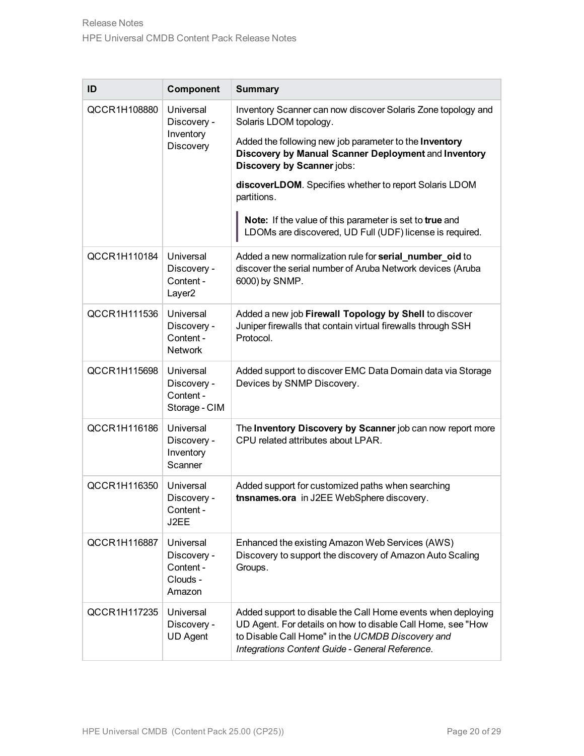| ID | Component | Summary |
|---|---|---|
| QCCR1H108880 | Universal Discovery - Inventory Discovery | Inventory Scanner can now discover Solaris Zone topology and Solaris LDOM topology.<br><br>Added the following new job parameter to the **Inventory Discovery by Manual Scanner Deployment** and **Inventory Discovery by Scanner** jobs:<br><br>**discoverLDOM**. Specifies whether to report Solaris LDOM partitions.<br><br>**Note:** If the value of this parameter is set to **true** and LDOMs are discovered, UD Full (UDF) license is required. |
| QCCR1H110184 | Universal Discovery - Content - Layer2 | Added a new normalization rule for **serial_number_oid** to discover the serial number of Aruba Network devices (Aruba 6000) by SNMP. |
| QCCR1H111536 | Universal Discovery - Content - Network | Added a new job **Firewall Topology by Shell** to discover Juniper firewalls that contain virtual firewalls through SSH Protocol. |
| QCCR1H115698 | Universal Discovery - Content - Storage - CIM | Added support to discover EMC Data Domain data via Storage Devices by SNMP Discovery. |
| QCCR1H116186 | Universal Discovery - Inventory Scanner | The **Inventory Discovery by Scanner** job can now report more CPU related attributes about LPAR. |
| QCCR1H116350 | Universal Discovery - Content - J2EE | Added support for customized paths when searching **tnsnames.ora** in J2EE WebSphere discovery. |
| QCCR1H116887 | Universal Discovery - Content - Clouds - Amazon | Enhanced the existing Amazon Web Services (AWS) Discovery to support the discovery of Amazon Auto Scaling Groups. |
| QCCR1H117235 | Universal Discovery - UD Agent | Added support to disable the Call Home events when deploying UD Agent. For details on how to disable Call Home, see "How to Disable Call Home" in the *UCMDB Discovery and Integrations Content Guide - General Reference*. |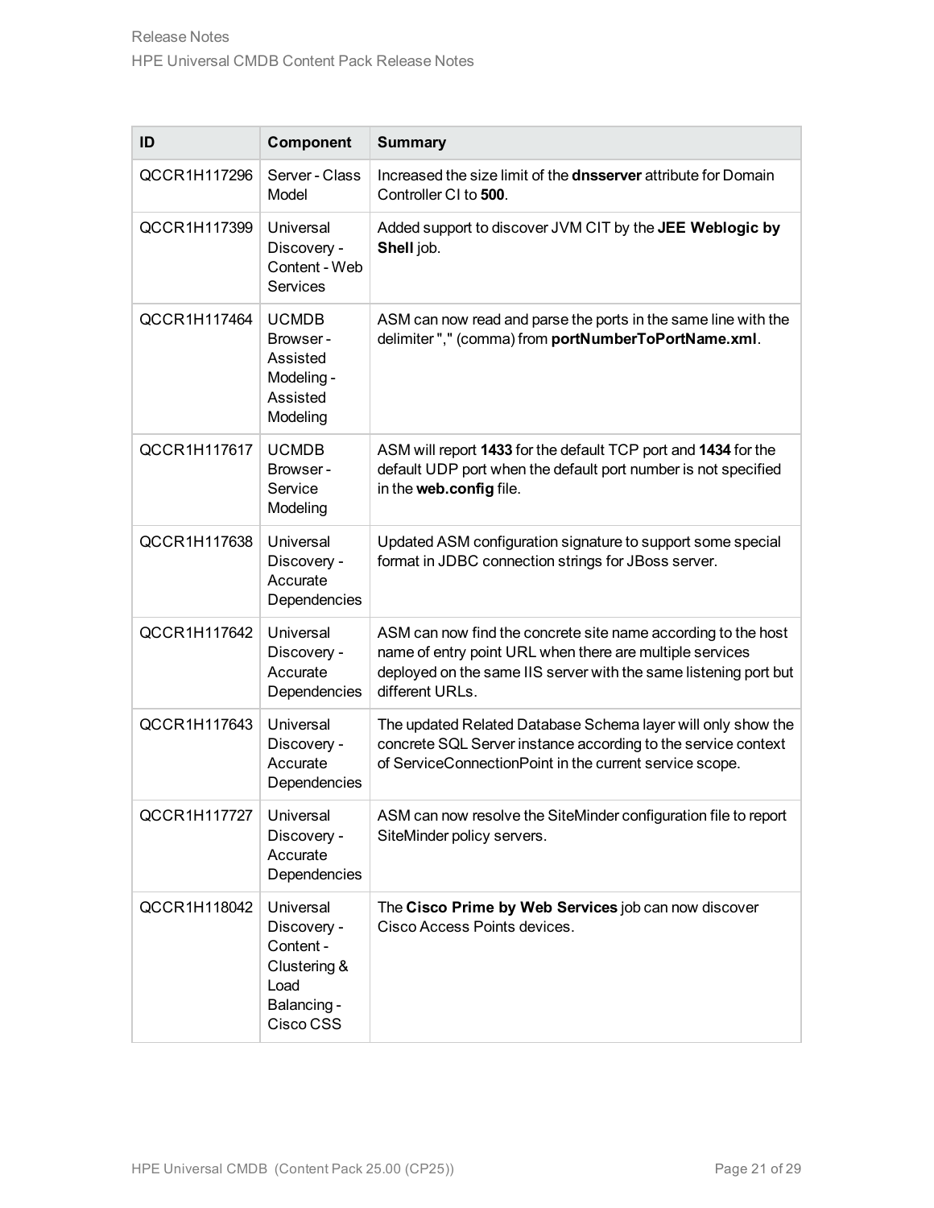| ID | Component | Summary |
|---|---|---|
| QCCR1H117296 | Server - Class Model | Increased the size limit of the **dnsserver** attribute for Domain Controller CI to **500**. |
| QCCR1H117399 | Universal Discovery - Content - Web Services | Added support to discover JVM CIT by the **JEE Weblogic by Shell** job. |
| QCCR1H117464 | UCMDB Browser - Assisted Modeling - Assisted Modeling | ASM can now read and parse the ports in the same line with the delimiter "," (comma) from **portNumberToPortName.xml**. |
| QCCR1H117617 | UCMDB Browser - Service Modeling | ASM will report **1433** for the default TCP port and **1434** for the default UDP port when the default port number is not specified in the **web.config** file. |
| QCCR1H117638 | Universal Discovery - Accurate Dependencies | Updated ASM configuration signature to support some special format in JDBC connection strings for JBoss server. |
| QCCR1H117642 | Universal Discovery - Accurate Dependencies | ASM can now find the concrete site name according to the host name of entry point URL when there are multiple services deployed on the same IIS server with the same listening port but different URLs. |
| QCCR1H117643 | Universal Discovery - Accurate Dependencies | The updated Related Database Schema layer will only show the concrete SQL Server instance according to the service context of ServiceConnectionPoint in the current service scope. |
| QCCR1H117727 | Universal Discovery - Accurate Dependencies | ASM can now resolve the SiteMinder configuration file to report SiteMinder policy servers. |
| QCCR1H118042 | Universal Discovery - Content - Clustering & Load Balancing - Cisco CSS | The **Cisco Prime by Web Services** job can now discover Cisco Access Points devices. |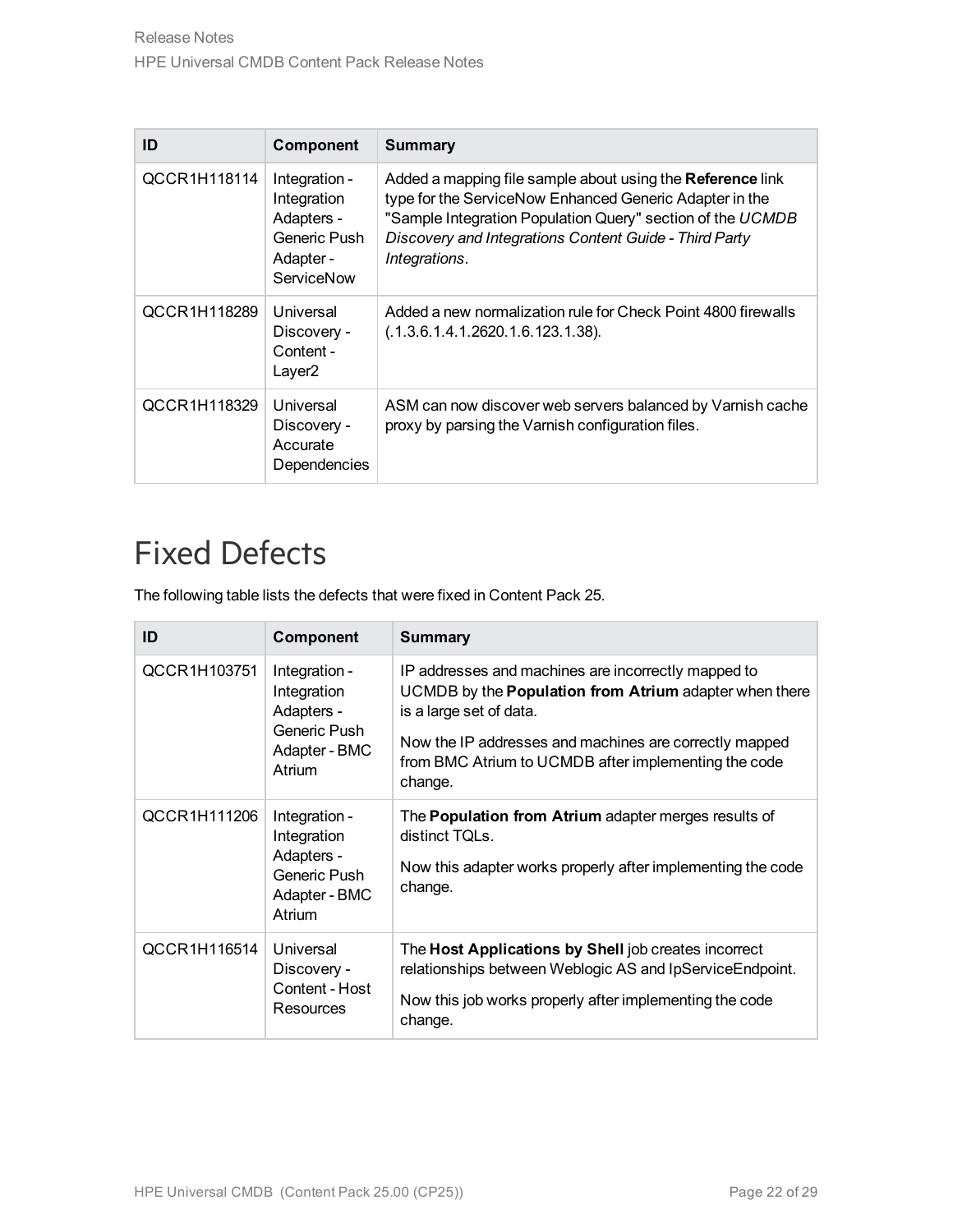| ID | Component | Summary |
|---|---|---|
| QCCR1H118114 | Integration - Integration Adapters - Generic Push Adapter - ServiceNow | Added a mapping file sample about using the **Reference** link type for the ServiceNow Enhanced Generic Adapter in the "Sample Integration Population Query" section of the *UCMDB Discovery and Integrations Content Guide - Third Party Integrations*. |
| QCCR1H118289 | Universal Discovery - Content - Layer2 | Added a new normalization rule for Check Point 4800 firewalls (.1.3.6.1.4.1.2620.1.6.123.1.38). |
| QCCR1H118329 | Universal Discovery - Accurate Dependencies | ASM can now discover web servers balanced by Varnish cache proxy by parsing the Varnish configuration files. |

# Fixed Defects

The following table lists the defects that were fixed in Content Pack 25.

| ID | Component | Summary |
|---|---|---|
| QCCR1H103751 | Integration - Integration Adapters - Generic Push Adapter - BMC Atrium | IP addresses and machines are incorrectly mapped to UCMDB by the **Population from Atrium** adapter when there is a large set of data.<br><br>Now the IP addresses and machines are correctly mapped from BMC Atrium to UCMDB after implementing the code change. |
| QCCR1H111206 | Integration - Integration Adapters - Generic Push Adapter - BMC Atrium | The **Population from Atrium** adapter merges results of distinct TQLs.<br><br>Now this adapter works properly after implementing the code change. |
| QCCR1H116514 | Universal Discovery - Content - Host Resources | The **Host Applications by Shell** job creates incorrect relationships between Weblogic AS and IpServiceEndpoint.<br><br>Now this job works properly after implementing the code change. |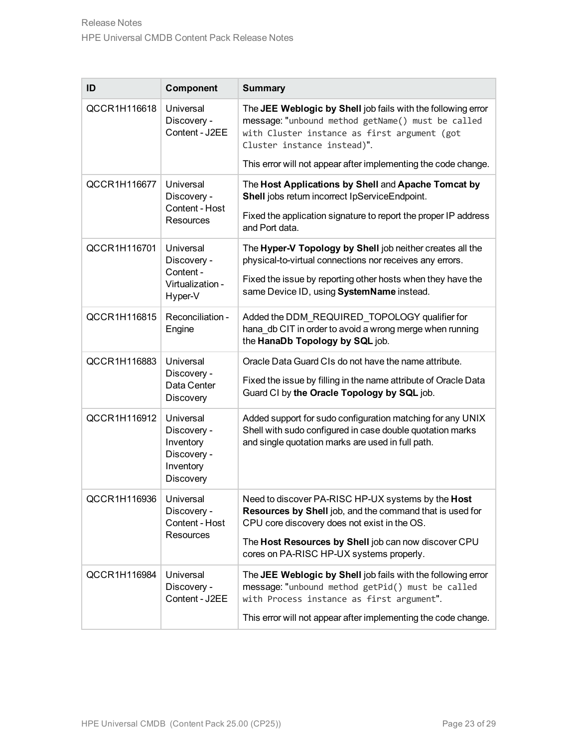| ID | Component | Summary |
|---|---|---|
| QCCR1H116618 | Universal Discovery - Content - J2EE | The **JEE Weblogic by Shell** job fails with the following error message: "`unbound method getName() must be called with Cluster instance as first argument (got Cluster instance instead)`".<br><br>This error will not appear after implementing the code change. |
| QCCR1H116677 | Universal Discovery - Content - Host Resources | The **Host Applications by Shell** and **Apache Tomcat by Shell** jobs return incorrect IpServiceEndpoint.<br><br>Fixed the application signature to report the proper IP address and Port data. |
| QCCR1H116701 | Universal Discovery - Content - Virtualization - Hyper-V | The **Hyper-V Topology by Shell** job neither creates all the physical-to-virtual connections nor receives any errors.<br><br>Fixed the issue by reporting other hosts when they have the same Device ID, using **SystemName** instead. |
| QCCR1H116815 | Reconciliation - Engine | Added the DDM_REQUIRED_TOPOLOGY qualifier for hana_db CIT in order to avoid a wrong merge when running the **HanaDb Topology by SQL** job. |
| QCCR1H116883 | Universal Discovery - Data Center Discovery | Oracle Data Guard CIs do not have the name attribute.<br><br>Fixed the issue by filling in the name attribute of Oracle Data Guard CI by **the Oracle Topology by SQL** job. |
| QCCR1H116912 | Universal Discovery - Inventory Discovery - Inventory Discovery | Added support for sudo configuration matching for any UNIX Shell with sudo configured in case double quotation marks and single quotation marks are used in full path. |
| QCCR1H116936 | Universal Discovery - Content - Host Resources | Need to discover PA-RISC HP-UX systems by the **Host Resources by Shell** job, and the command that is used for CPU core discovery does not exist in the OS.<br><br>The **Host Resources by Shell** job can now discover CPU cores on PA-RISC HP-UX systems properly. |
| QCCR1H116984 | Universal Discovery - Content - J2EE | The **JEE Weblogic by Shell** job fails with the following error message: "`unbound method getPid() must be called with Process instance as first argument`".<br><br>This error will not appear after implementing the code change. |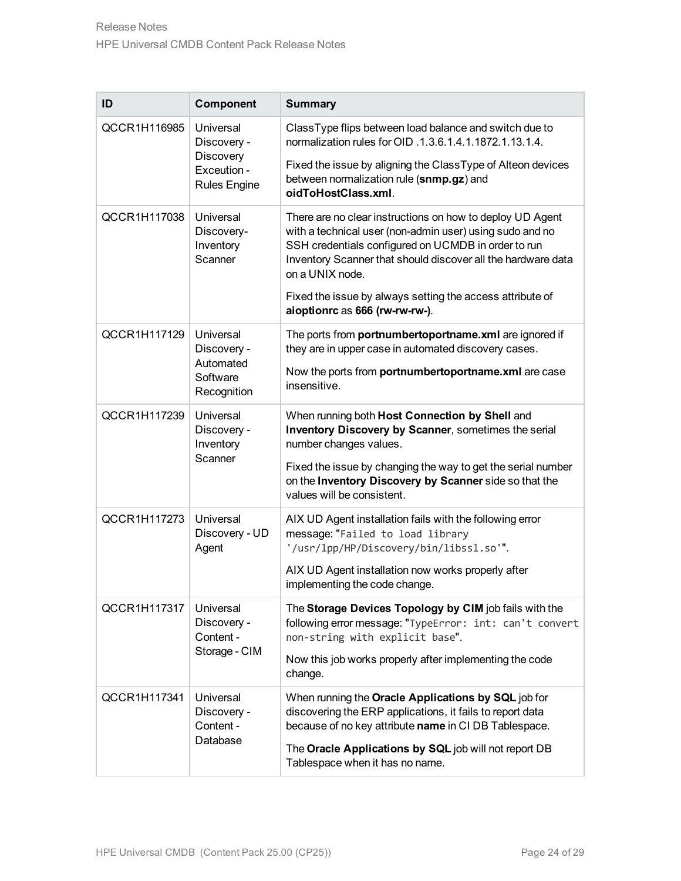| ID | Component | Summary |
|---|---|---|
| QCCR1H116985 | Universal Discovery - Discovery Exceution - Rules Engine | ClassType flips between load balance and switch due to normalization rules for OID .1.3.6.1.4.1.1872.1.13.1.4.<br><br>Fixed the issue by aligning the ClassType of Alteon devices between normalization rule (**snmp.gz**) and **oidToHostClass.xml**. |
| QCCR1H117038 | Universal Discovery- Inventory Scanner | There are no clear instructions on how to deploy UD Agent with a technical user (non-admin user) using sudo and no SSH credentials configured on UCMDB in order to run Inventory Scanner that should discover all the hardware data on a UNIX node.<br><br>Fixed the issue by always setting the access attribute of **aioptionrc** as **666 (rw-rw-rw-)**. |
| QCCR1H117129 | Universal Discovery - Automated Software Recognition | The ports from **portnumbertoportname.xml** are ignored if they are in upper case in automated discovery cases.<br><br>Now the ports from **portnumbertoportname.xml** are case insensitive. |
| QCCR1H117239 | Universal Discovery - Inventory Scanner | When running both **Host Connection by Shell** and **Inventory Discovery by Scanner**, sometimes the serial number changes values.<br><br>Fixed the issue by changing the way to get the serial number on the **Inventory Discovery by Scanner** side so that the values will be consistent. |
| QCCR1H117273 | Universal Discovery - UD Agent | AIX UD Agent installation fails with the following error message: "`Failed to load library '/usr/lpp/HP/Discovery/bin/libssl.so'`".<br><br>AIX UD Agent installation now works properly after implementing the code change. |
| QCCR1H117317 | Universal Discovery - Content - Storage - CIM | The **Storage Devices Topology by CIM** job fails with the following error message: "`TypeError: int: can't convert non-string with explicit base`".<br><br>Now this job works properly after implementing the code change. |
| QCCR1H117341 | Universal Discovery - Content - Database | When running the **Oracle Applications by SQL** job for discovering the ERP applications, it fails to report data because of no key attribute **name** in CI DB Tablespace.<br><br>The **Oracle Applications by SQL** job will not report DB Tablespace when it has no name. |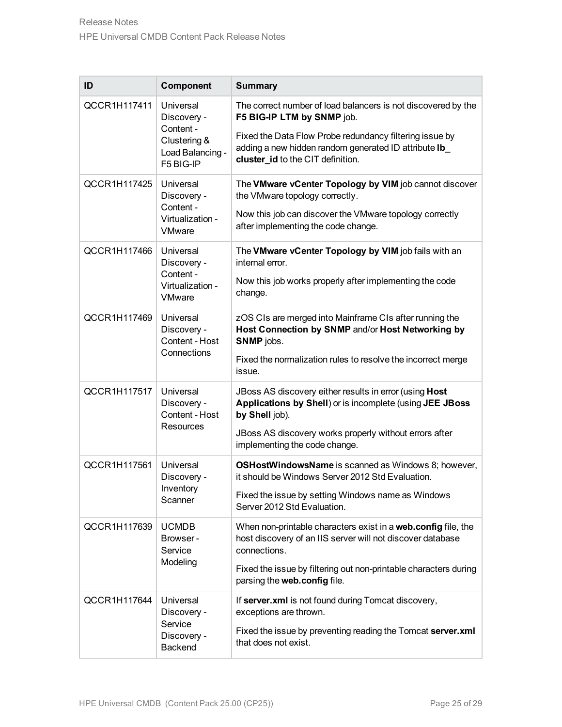| ID | Component | Summary |
|---|---|---|
| QCCR1H117411 | Universal Discovery - Content - Clustering & Load Balancing - F5 BIG-IP | The correct number of load balancers is not discovered by the **F5 BIG-IP LTM by SNMP** job.<br><br>Fixed the Data Flow Probe redundancy filtering issue by adding a new hidden random generated ID attribute **lb_cluster_id** to the CIT definition. |
| QCCR1H117425 | Universal Discovery - Content - Virtualization - VMware | The **VMware vCenter Topology by VIM** job cannot discover the VMware topology correctly.<br><br>Now this job can discover the VMware topology correctly after implementing the code change. |
| QCCR1H117466 | Universal Discovery - Content - Virtualization - VMware | The **VMware vCenter Topology by VIM** job fails with an internal error.<br><br>Now this job works properly after implementing the code change. |
| QCCR1H117469 | Universal Discovery - Content - Host Connections | zOS CIs are merged into Mainframe CIs after running the **Host Connection by SNMP** and/or **Host Networking by SNMP** jobs.<br><br>Fixed the normalization rules to resolve the incorrect merge issue. |
| QCCR1H117517 | Universal Discovery - Content - Host Resources | JBoss AS discovery either results in error (using **Host Applications by Shell**) or is incomplete (using **JEE JBoss by Shell** job).<br><br>JBoss AS discovery works properly without errors after implementing the code change. |
| QCCR1H117561 | Universal Discovery - Inventory Scanner | **OSHostWindowsName** is scanned as Windows 8; however, it should be Windows Server 2012 Std Evaluation.<br><br>Fixed the issue by setting Windows name as Windows Server 2012 Std Evaluation. |
| QCCR1H117639 | UCMDB Browser - Service Modeling | When non-printable characters exist in a **web.config** file, the host discovery of an IIS server will not discover database connections.<br><br>Fixed the issue by filtering out non-printable characters during parsing the **web.config** file. |
| QCCR1H117644 | Universal Discovery - Service Discovery - Backend | If **server.xml** is not found during Tomcat discovery, exceptions are thrown.<br><br>Fixed the issue by preventing reading the Tomcat **server.xml** that does not exist. |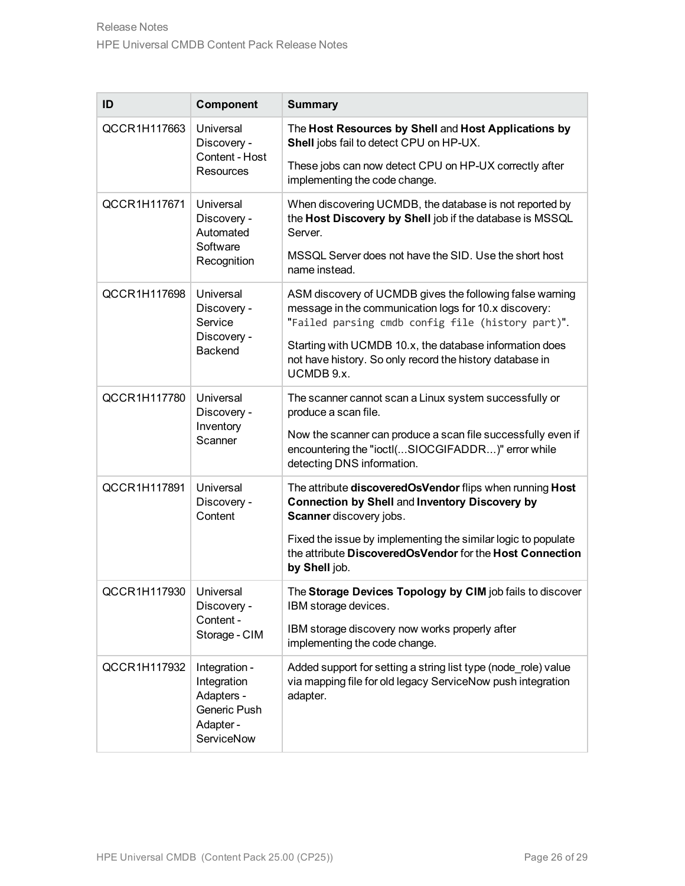| ID | Component | Summary |
|---|---|---|
| QCCR1H117663 | Universal Discovery - Content - Host Resources | The **Host Resources by Shell** and **Host Applications by Shell** jobs fail to detect CPU on HP-UX.<br><br>These jobs can now detect CPU on HP-UX correctly after implementing the code change. |
| QCCR1H117671 | Universal Discovery - Automated Software Recognition | When discovering UCMDB, the database is not reported by the **Host Discovery by Shell** job if the database is MSSQL Server.<br><br>MSSQL Server does not have the SID. Use the short host name instead. |
| QCCR1H117698 | Universal Discovery - Service Discovery - Backend | ASM discovery of UCMDB gives the following false warning message in the communication logs for 10.x discovery: "`Failed parsing cmdb config file (history part)`".<br><br>Starting with UCMDB 10.x, the database information does not have history. So only record the history database in UCMDB 9.x. |
| QCCR1H117780 | Universal Discovery - Inventory Scanner | The scanner cannot scan a Linux system successfully or produce a scan file.<br><br>Now the scanner can produce a scan file successfully even if encountering the "ioctl(...SIOCGIFADDR...)" error while detecting DNS information. |
| QCCR1H117891 | Universal Discovery - Content | The attribute **discoveredOsVendor** flips when running **Host Connection by Shell** and **Inventory Discovery by Scanner** discovery jobs.<br><br>Fixed the issue by implementing the similar logic to populate the attribute **DiscoveredOsVendor** for the **Host Connection by Shell** job. |
| QCCR1H117930 | Universal Discovery - Content - Storage - CIM | The **Storage Devices Topology by CIM** job fails to discover IBM storage devices.<br><br>IBM storage discovery now works properly after implementing the code change. |
| QCCR1H117932 | Integration - Integration Adapters - Generic Push Adapter - ServiceNow | Added support for setting a string list type (node_role) value via mapping file for old legacy ServiceNow push integration adapter. |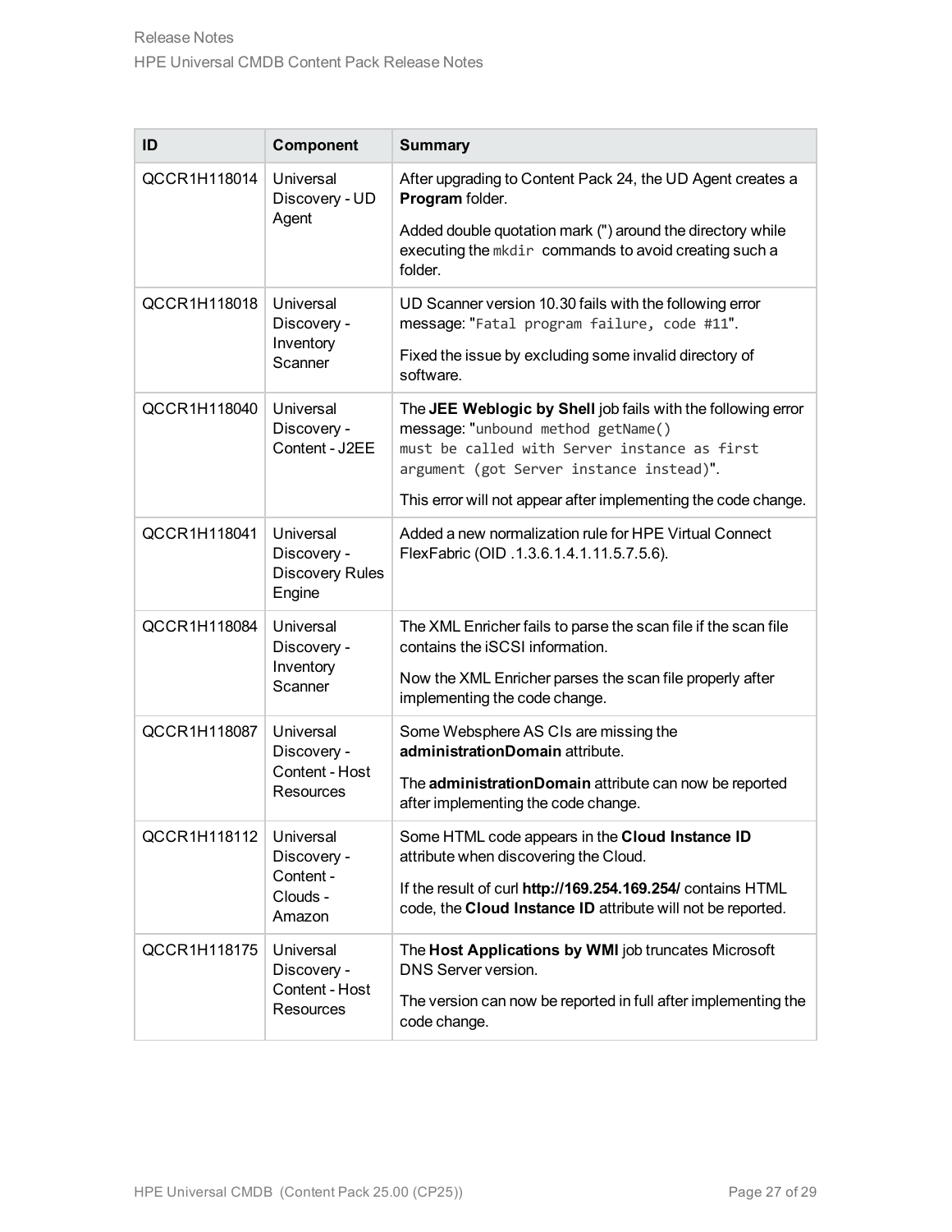| ID | Component | Summary |
|---|---|---|
| QCCR1H118014 | Universal Discovery - UD Agent | After upgrading to Content Pack 24, the UD Agent creates a **Program** folder.<br><br>Added double quotation mark (") around the directory while executing the `mkdir` commands to avoid creating such a folder. |
| QCCR1H118018 | Universal Discovery - Inventory Scanner | UD Scanner version 10.30 fails with the following error message: "`Fatal program failure, code #11`".<br><br>Fixed the issue by excluding some invalid directory of software. |
| QCCR1H118040 | Universal Discovery - Content - J2EE | The **JEE Weblogic by Shell** job fails with the following error message: "`unbound method getName() must be called with Server instance as first argument (got Server instance instead)`".<br><br>This error will not appear after implementing the code change. |
| QCCR1H118041 | Universal Discovery - Discovery Rules Engine | Added a new normalization rule for HPE Virtual Connect FlexFabric (OID .1.3.6.1.4.1.11.5.7.5.6). |
| QCCR1H118084 | Universal Discovery - Inventory Scanner | The XML Enricher fails to parse the scan file if the scan file contains the iSCSI information.<br><br>Now the XML Enricher parses the scan file properly after implementing the code change. |
| QCCR1H118087 | Universal Discovery - Content - Host Resources | Some Websphere AS CIs are missing the **administrationDomain** attribute.<br><br>The **administrationDomain** attribute can now be reported after implementing the code change. |
| QCCR1H118112 | Universal Discovery - Content - Clouds - Amazon | Some HTML code appears in the **Cloud Instance ID** attribute when discovering the Cloud.<br><br>If the result of curl **http://169.254.169.254/** contains HTML code, the **Cloud Instance ID** attribute will not be reported. |
| QCCR1H118175 | Universal Discovery - Content - Host Resources | The **Host Applications by WMI** job truncates Microsoft DNS Server version.<br><br>The version can now be reported in full after implementing the code change. |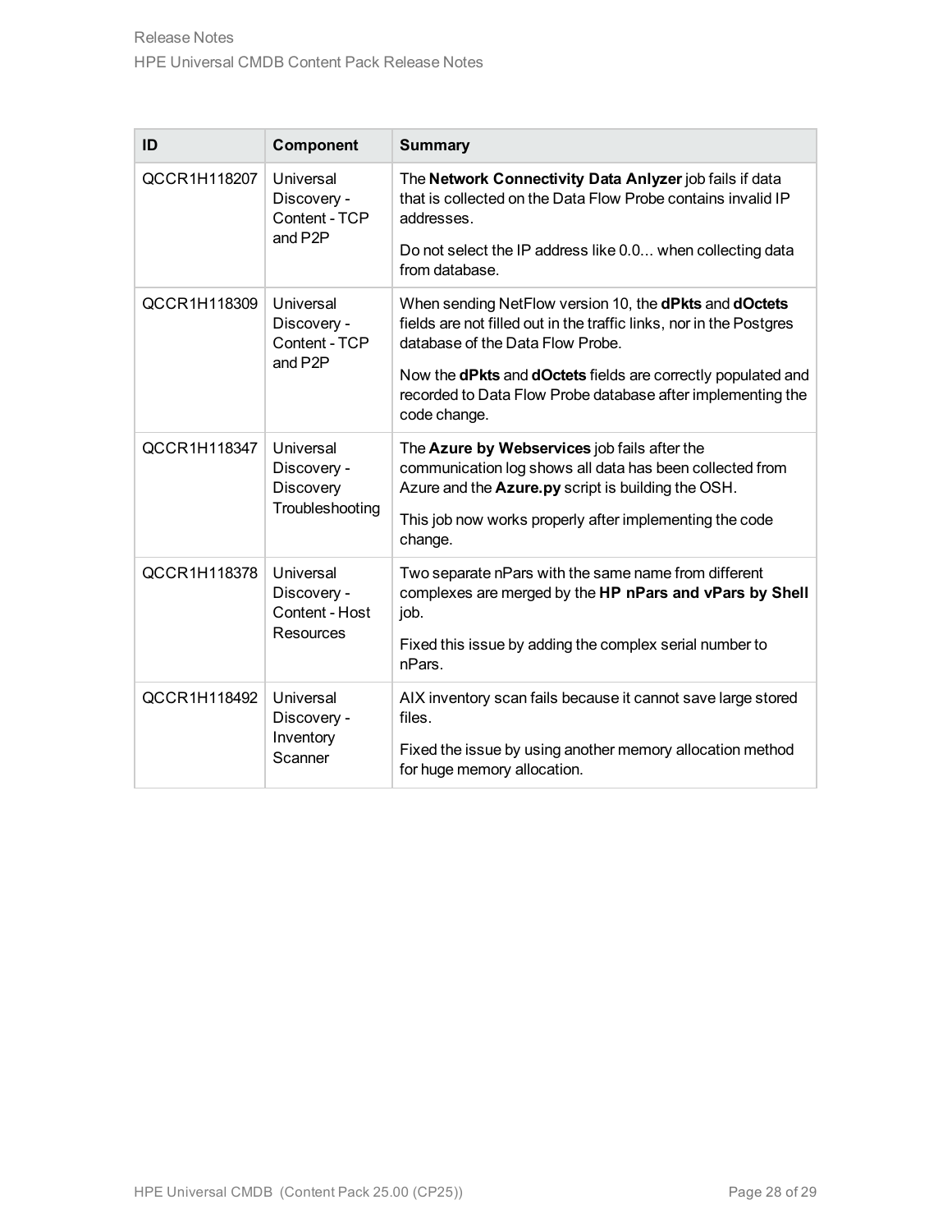| ID | Component | Summary |
|---|---|---|
| QCCR1H118207 | Universal Discovery - Content - TCP and P2P | The **Network Connectivity Data Anlyzer** job fails if data that is collected on the Data Flow Probe contains invalid IP addresses.<br><br>Do not select the IP address like 0.0... when collecting data from database. |
| QCCR1H118309 | Universal Discovery - Content - TCP and P2P | When sending NetFlow version 10, the **dPkts** and **dOctets** fields are not filled out in the traffic links, nor in the Postgres database of the Data Flow Probe.<br><br>Now the **dPkts** and **dOctets** fields are correctly populated and recorded to Data Flow Probe database after implementing the code change. |
| QCCR1H118347 | Universal Discovery - Discovery Troubleshooting | The **Azure by Webservices** job fails after the communication log shows all data has been collected from Azure and the **Azure.py** script is building the OSH.<br><br>This job now works properly after implementing the code change. |
| QCCR1H118378 | Universal Discovery - Content - Host Resources | Two separate nPars with the same name from different complexes are merged by the **HP nPars and vPars by Shell** job.<br><br>Fixed this issue by adding the complex serial number to nPars. |
| QCCR1H118492 | Universal Discovery - Inventory Scanner | AIX inventory scan fails because it cannot save large stored files.<br><br>Fixed the issue by using another memory allocation method for huge memory allocation. |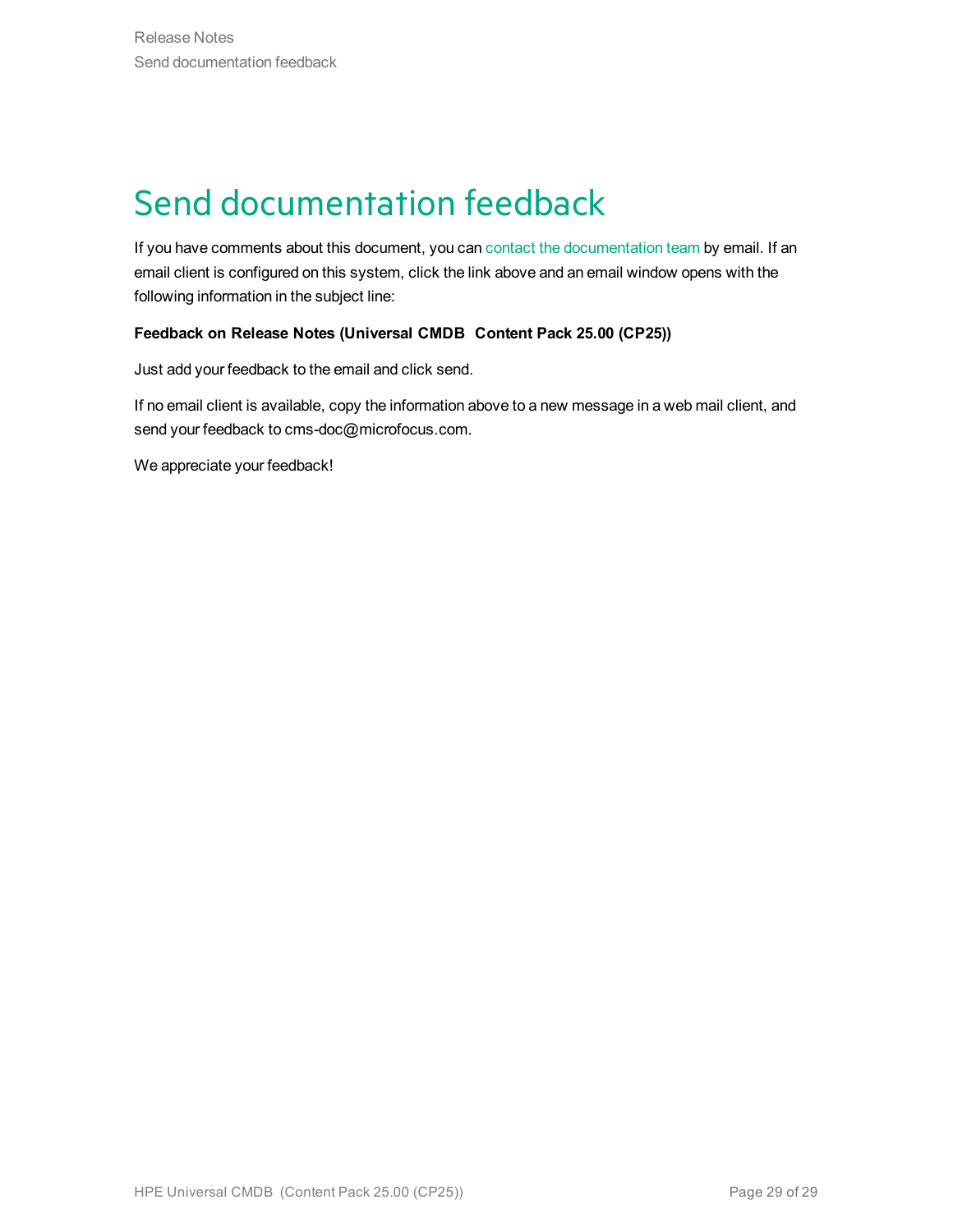# Send documentation feedback

If you have comments about this document, you can contact the documentation team by email. If an email client is configured on this system, click the link above and an email window opens with the following information in the subject line:

**Feedback on Release Notes (Universal CMDB Content Pack 25.00 (CP25))**

Just add your feedback to the email and click send.

If no email client is available, copy the information above to a new message in a web mail client, and send your feedback to cms-doc@microfocus.com.

We appreciate your feedback!